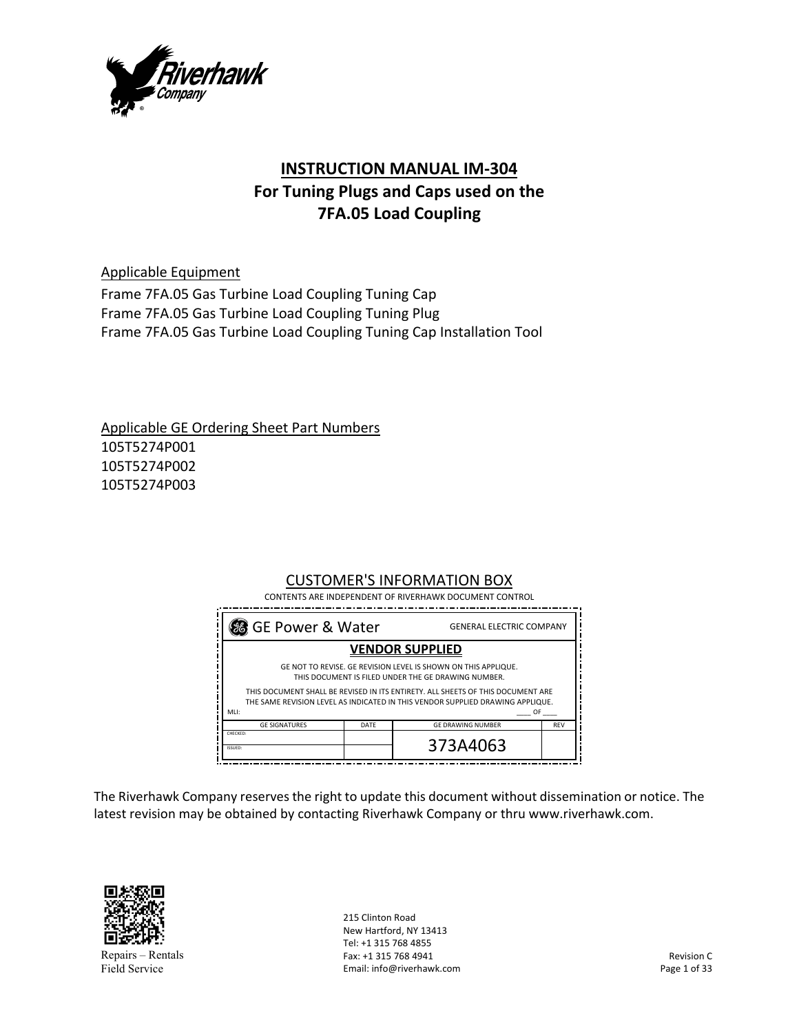# INSTRUCTION MANUAL IM-304
## For Tuning Plugs and Caps used on the 7FA.05 Load Coupling

Applicable Equipment

Frame 7FA.05 Gas Turbine Load Coupling Tuning Cap
Frame 7FA.05 Gas Turbine Load Coupling Tuning Plug
Frame 7FA.05 Gas Turbine Load Coupling Tuning Cap Installation Tool

Applicable GE Ordering Sheet Part Numbers

105T5274P001
105T5274P002
105T5274P003

CUSTOMER'S INFORMATION BOX

CONTENTS ARE INDEPENDENT OF RIVERHAWK DOCUMENT CONTROL

| GE Power & Water | | GENERAL ELECTRIC COMPANY | |
|---|---|---|---|
| **VENDOR SUPPLIED** | | | |
| GE NOT TO REVISE. GE REVISION LEVEL IS SHOWN ON THIS APPLIQUE. THIS DOCUMENT IS FILED UNDER THE GE DRAWING NUMBER. THIS DOCUMENT SHALL BE REVISED IN ITS ENTIRETY. ALL SHEETS OF THIS DOCUMENT ARE THE SAME REVISION LEVEL AS INDICATED IN THIS VENDOR SUPPLIED DRAWING APPLIQUE. MLI: ____ OF ____ | | | |
| GE SIGNATURES | DATE | GE DRAWING NUMBER | REV |
| CHECKED: | | 373A4063 | |
| ISSUED: | | | |

The Riverhawk Company reserves the right to update this document without dissemination or notice. The latest revision may be obtained by contacting Riverhawk Company or thru www.riverhawk.com.

Repairs – Rentals
Field Service

215 Clinton Road
New Hartford, NY 13413
Tel: +1 315 768 4855
Fax: +1 315 768 4941
Email: info@riverhawk.com

Revision C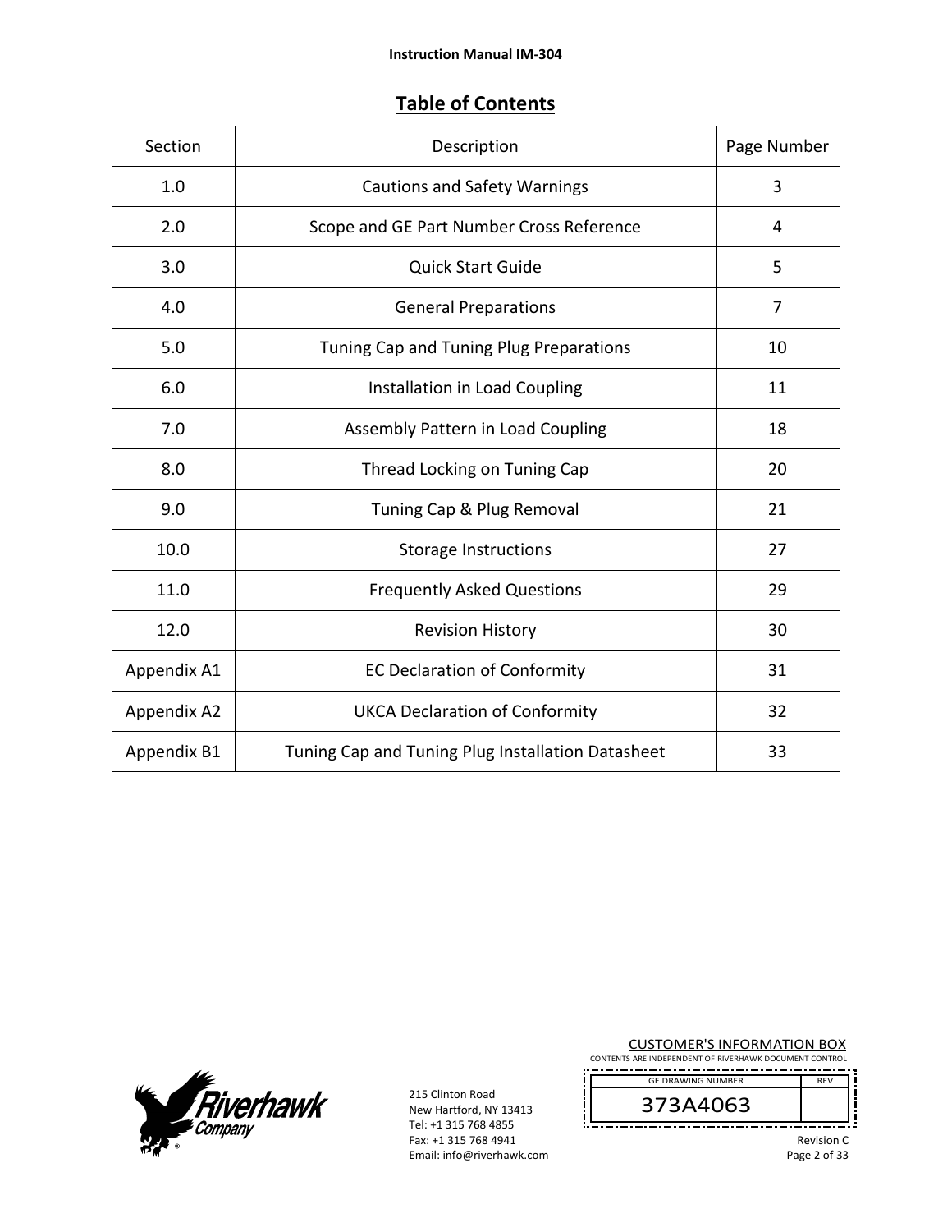## Table of Contents

| Section | Description | Page Number |
|---|---|---|
| 1.0 | Cautions and Safety Warnings | 3 |
| 2.0 | Scope and GE Part Number Cross Reference | 4 |
| 3.0 | Quick Start Guide | 5 |
| 4.0 | General Preparations | 7 |
| 5.0 | Tuning Cap and Tuning Plug Preparations | 10 |
| 6.0 | Installation in Load Coupling | 11 |
| 7.0 | Assembly Pattern in Load Coupling | 18 |
| 8.0 | Thread Locking on Tuning Cap | 20 |
| 9.0 | Tuning Cap & Plug Removal | 21 |
| 10.0 | Storage Instructions | 27 |
| 11.0 | Frequently Asked Questions | 29 |
| 12.0 | Revision History | 30 |
| Appendix A1 | EC Declaration of Conformity | 31 |
| Appendix A2 | UKCA Declaration of Conformity | 32 |
| Appendix B1 | Tuning Cap and Tuning Plug Installation Datasheet | 33 |

215 Clinton Road
New Hartford, NY 13413
Tel: +1 315 768 4855
Fax: +1 315 768 4941
Email: info@riverhawk.com

CUSTOMER'S INFORMATION BOX
CONTENTS ARE INDEPENDENT OF RIVERHAWK DOCUMENT CONTROL

| GE DRAWING NUMBER | REV |
|---|---|
| 373A4063 | |

Revision C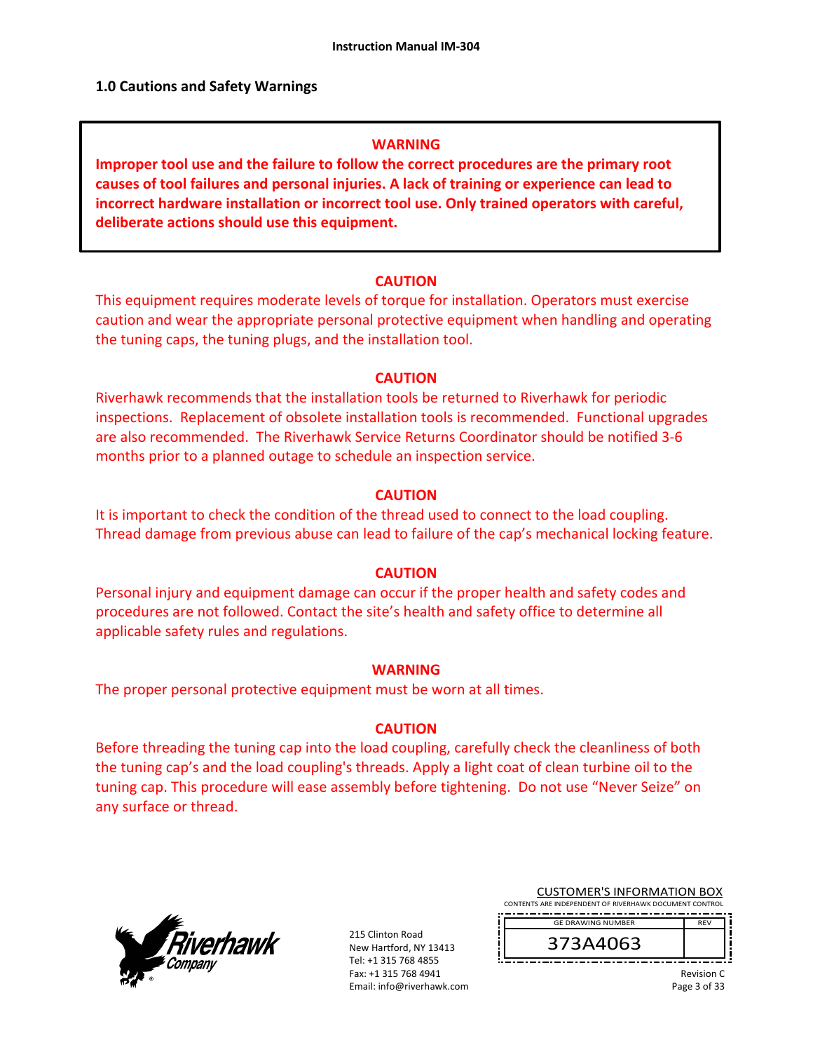## 1.0 Cautions and Safety Warnings

**WARNING**

**Improper tool use and the failure to follow the correct procedures are the primary root causes of tool failures and personal injuries. A lack of training or experience can lead to incorrect hardware installation or incorrect tool use. Only trained operators with careful, deliberate actions should use this equipment.**

**CAUTION**

This equipment requires moderate levels of torque for installation. Operators must exercise caution and wear the appropriate personal protective equipment when handling and operating the tuning caps, the tuning plugs, and the installation tool.

**CAUTION**

Riverhawk recommends that the installation tools be returned to Riverhawk for periodic inspections. Replacement of obsolete installation tools is recommended. Functional upgrades are also recommended. The Riverhawk Service Returns Coordinator should be notified 3-6 months prior to a planned outage to schedule an inspection service.

**CAUTION**

It is important to check the condition of the thread used to connect to the load coupling. Thread damage from previous abuse can lead to failure of the cap's mechanical locking feature.

**CAUTION**

Personal injury and equipment damage can occur if the proper health and safety codes and procedures are not followed. Contact the site's health and safety office to determine all applicable safety rules and regulations.

**WARNING**

The proper personal protective equipment must be worn at all times.

**CAUTION**

Before threading the tuning cap into the load coupling, carefully check the cleanliness of both the tuning cap's and the load coupling's threads. Apply a light coat of clean turbine oil to the tuning cap. This procedure will ease assembly before tightening. Do not use "Never Seize" on any surface or thread.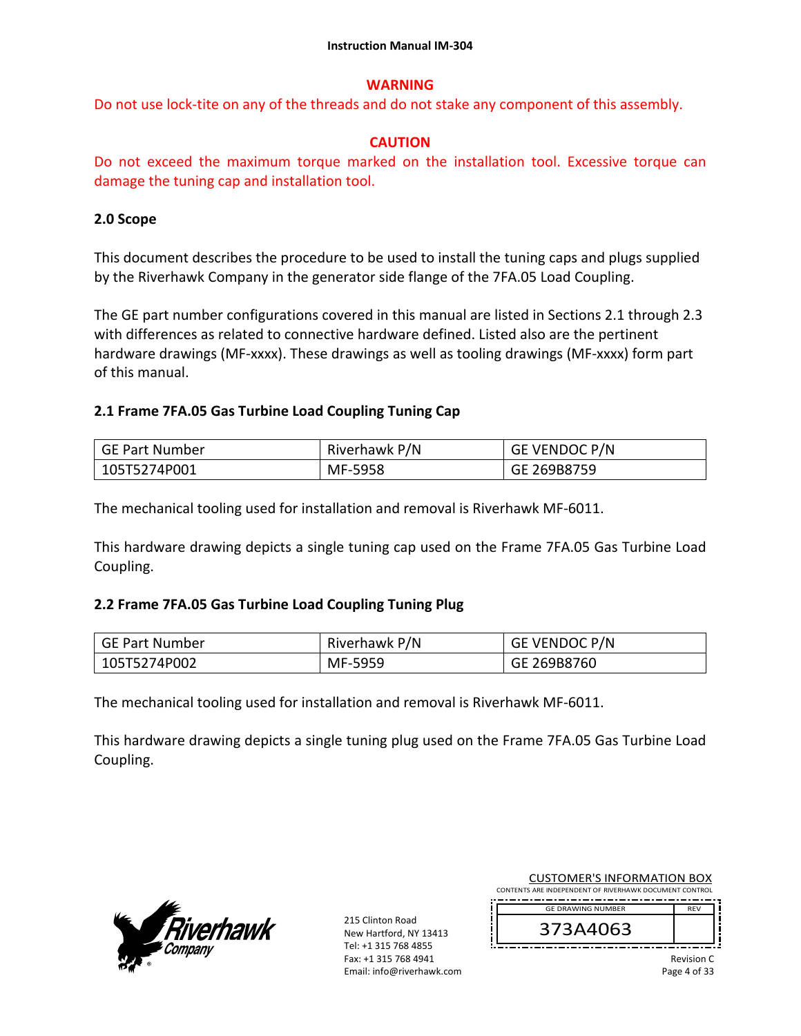**WARNING**

Do not use lock-tite on any of the threads and do not stake any component of this assembly.

**CAUTION**

Do not exceed the maximum torque marked on the installation tool. Excessive torque can damage the tuning cap and installation tool.

## 2.0 Scope

This document describes the procedure to be used to install the tuning caps and plugs supplied by the Riverhawk Company in the generator side flange of the 7FA.05 Load Coupling.

The GE part number configurations covered in this manual are listed in Sections 2.1 through 2.3 with differences as related to connective hardware defined. Listed also are the pertinent hardware drawings (MF-xxxx). These drawings as well as tooling drawings (MF-xxxx) form part of this manual.

### 2.1 Frame 7FA.05 Gas Turbine Load Coupling Tuning Cap

| GE Part Number | Riverhawk P/N | GE VENDOC P/N |
|---|---|---|
| 105T5274P001 | MF-5958 | GE 269B8759 |

The mechanical tooling used for installation and removal is Riverhawk MF-6011.

This hardware drawing depicts a single tuning cap used on the Frame 7FA.05 Gas Turbine Load Coupling.

### 2.2 Frame 7FA.05 Gas Turbine Load Coupling Tuning Plug

| GE Part Number | Riverhawk P/N | GE VENDOC P/N |
|---|---|---|
| 105T5274P002 | MF-5959 | GE 269B8760 |

The mechanical tooling used for installation and removal is Riverhawk MF-6011.

This hardware drawing depicts a single tuning plug used on the Frame 7FA.05 Gas Turbine Load Coupling.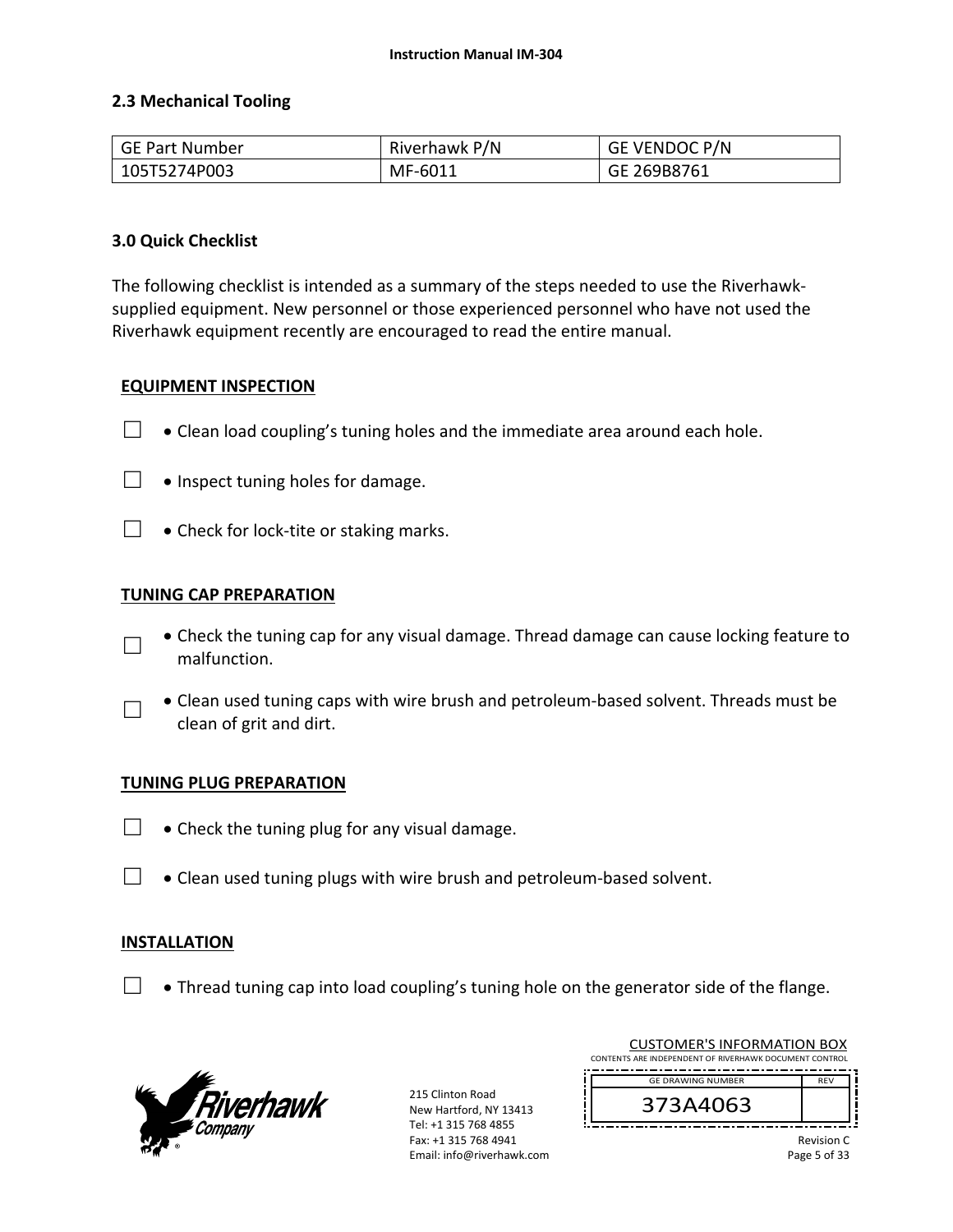## 2.3 Mechanical Tooling

| GE Part Number | Riverhawk P/N | GE VENDOC P/N |
|---|---|---|
| 105T5274P003 | MF-6011 | GE 269B8761 |

## 3.0 Quick Checklist

The following checklist is intended as a summary of the steps needed to use the Riverhawk-supplied equipment. New personnel or those experienced personnel who have not used the Riverhawk equipment recently are encouraged to read the entire manual.

**EQUIPMENT INSPECTION**

☐ • Clean load coupling's tuning holes and the immediate area around each hole.

☐ • Inspect tuning holes for damage.

☐ • Check for lock-tite or staking marks.

**TUNING CAP PREPARATION**

☐ • Check the tuning cap for any visual damage. Thread damage can cause locking feature to malfunction.

☐ • Clean used tuning caps with wire brush and petroleum-based solvent. Threads must be clean of grit and dirt.

**TUNING PLUG PREPARATION**

☐ • Check the tuning plug for any visual damage.

☐ • Clean used tuning plugs with wire brush and petroleum-based solvent.

**INSTALLATION**

☐ • Thread tuning cap into load coupling's tuning hole on the generator side of the flange.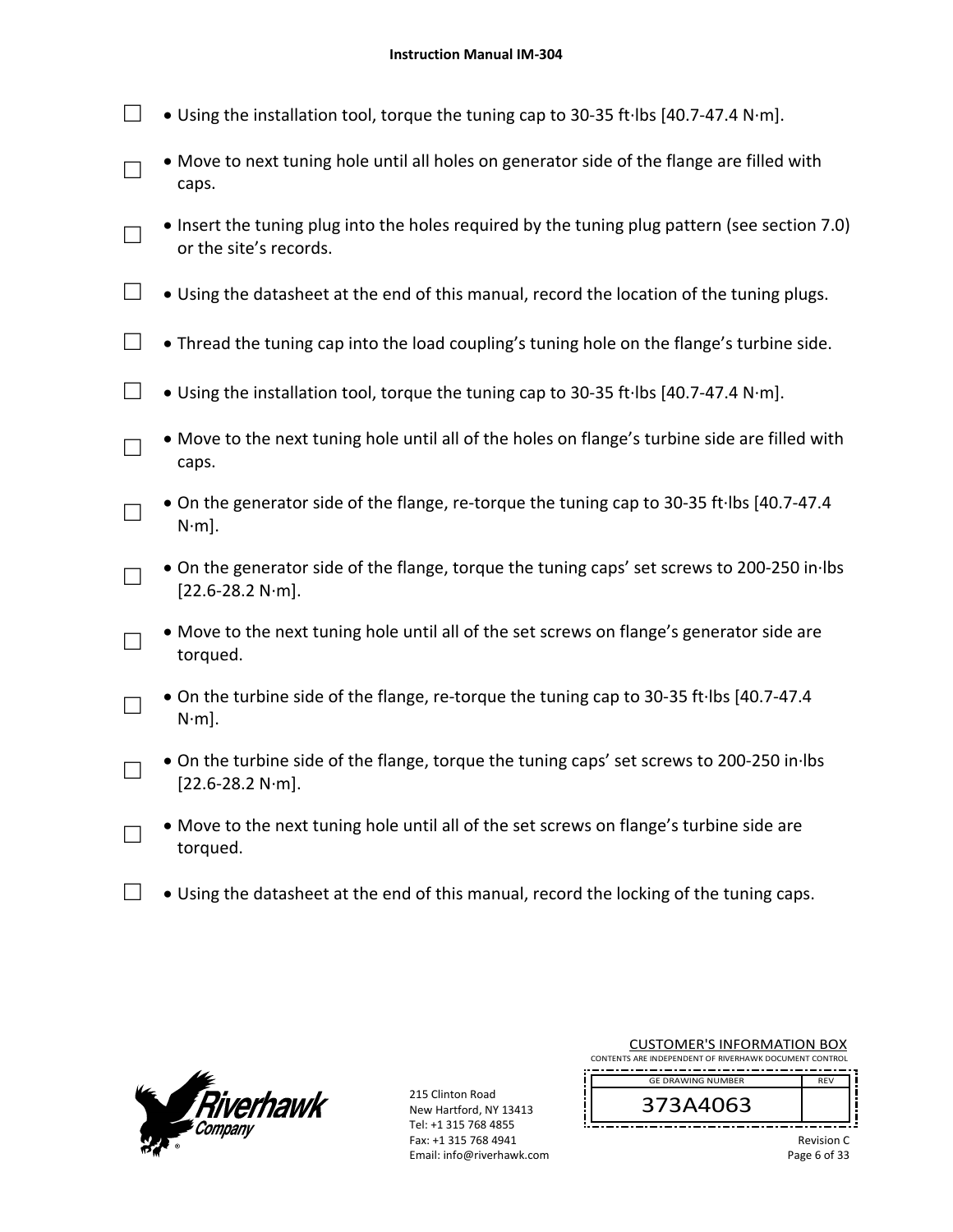- ☐ Using the installation tool, torque the tuning cap to 30-35 ft·lbs [40.7-47.4 N·m].
- ☐ Move to next tuning hole until all holes on generator side of the flange are filled with caps.
- ☐ Insert the tuning plug into the holes required by the tuning plug pattern (see section 7.0) or the site's records.
- ☐ Using the datasheet at the end of this manual, record the location of the tuning plugs.
- ☐ Thread the tuning cap into the load coupling's tuning hole on the flange's turbine side.
- ☐ Using the installation tool, torque the tuning cap to 30-35 ft·lbs [40.7-47.4 N·m].
- ☐ Move to the next tuning hole until all of the holes on flange's turbine side are filled with caps.
- ☐ On the generator side of the flange, re-torque the tuning cap to 30-35 ft·lbs [40.7-47.4 N·m].
- ☐ On the generator side of the flange, torque the tuning caps' set screws to 200-250 in·lbs [22.6-28.2 N·m].
- ☐ Move to the next tuning hole until all of the set screws on flange's generator side are torqued.
- ☐ On the turbine side of the flange, re-torque the tuning cap to 30-35 ft·lbs [40.7-47.4 N·m].
- ☐ On the turbine side of the flange, torque the tuning caps' set screws to 200-250 in·lbs [22.6-28.2 N·m].
- ☐ Move to the next tuning hole until all of the set screws on flange's turbine side are torqued.
- ☐ Using the datasheet at the end of this manual, record the locking of the tuning caps.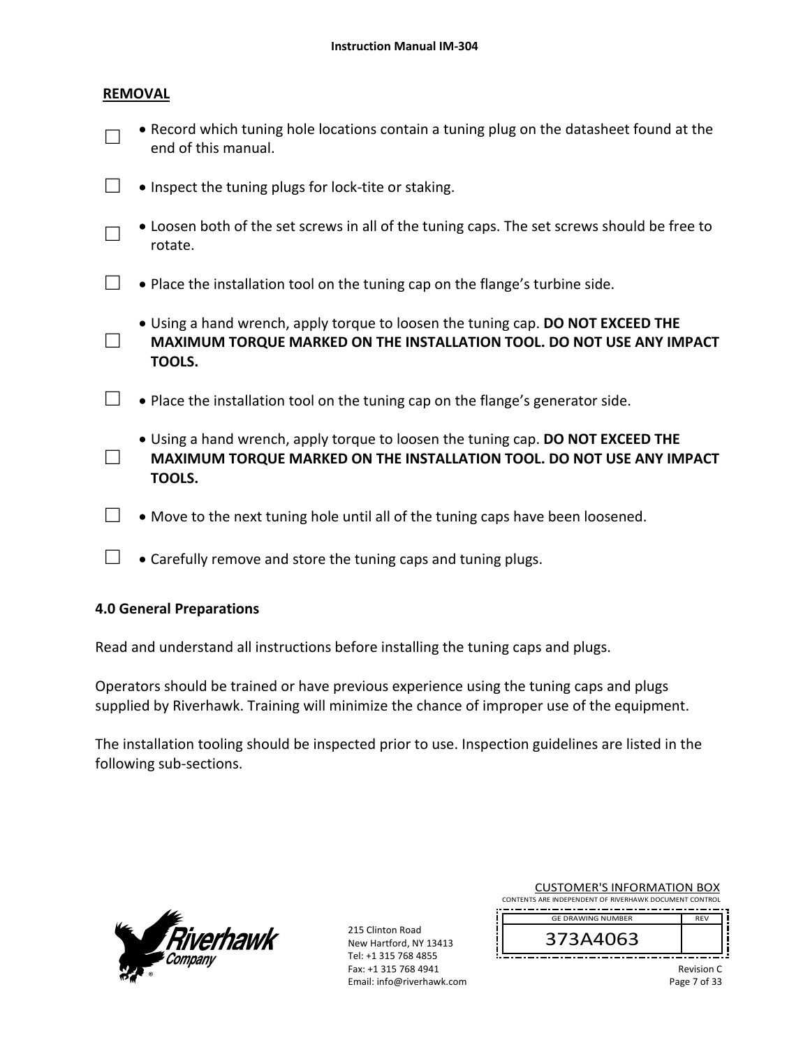## REVIEW

## REMOVAL

- ☐ Record which tuning hole locations contain a tuning plug on the datasheet found at the end of this manual.
- ☐ Inspect the tuning plugs for lock-tite or staking.
- ☐ Loosen both of the set screws in all of the tuning caps. The set screws should be free to rotate.
- ☐ Place the installation tool on the tuning cap on the flange's turbine side.
- ☐ Using a hand wrench, apply torque to loosen the tuning cap. **DO NOT EXCEED THE MAXIMUM TORQUE MARKED ON THE INSTALLATION TOOL. DO NOT USE ANY IMPACT TOOLS.**
- ☐ Place the installation tool on the tuning cap on the flange's generator side.
- ☐ Using a hand wrench, apply torque to loosen the tuning cap. **DO NOT EXCEED THE MAXIMUM TORQUE MARKED ON THE INSTALLATION TOOL. DO NOT USE ANY IMPACT TOOLS.**
- ☐ Move to the next tuning hole until all of the tuning caps have been loosened.
- ☐ Carefully remove and store the tuning caps and tuning plugs.

## 4.0 General Preparations

Read and understand all instructions before installing the tuning caps and plugs.

Operators should be trained or have previous experience using the tuning caps and plugs supplied by Riverhawk. Training will minimize the chance of improper use of the equipment.

The installation tooling should be inspected prior to use. Inspection guidelines are listed in the following sub-sections.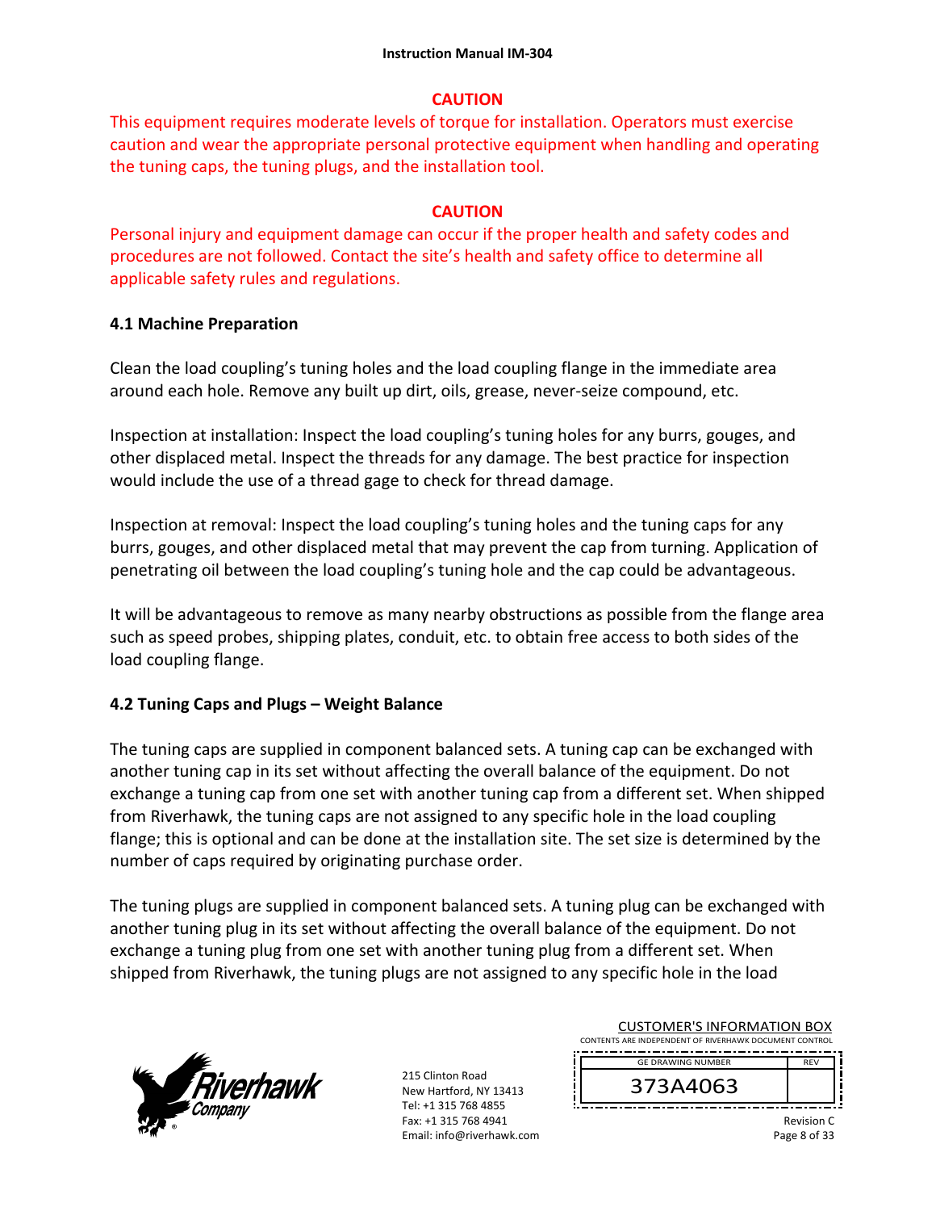**CAUTION**

This equipment requires moderate levels of torque for installation. Operators must exercise caution and wear the appropriate personal protective equipment when handling and operating the tuning caps, the tuning plugs, and the installation tool.

**CAUTION**

Personal injury and equipment damage can occur if the proper health and safety codes and procedures are not followed. Contact the site's health and safety office to determine all applicable safety rules and regulations.

## 4.1 Machine Preparation

Clean the load coupling's tuning holes and the load coupling flange in the immediate area around each hole. Remove any built up dirt, oils, grease, never-seize compound, etc.

Inspection at installation: Inspect the load coupling's tuning holes for any burrs, gouges, and other displaced metal. Inspect the threads for any damage. The best practice for inspection would include the use of a thread gage to check for thread damage.

Inspection at removal: Inspect the load coupling's tuning holes and the tuning caps for any burrs, gouges, and other displaced metal that may prevent the cap from turning. Application of penetrating oil between the load coupling's tuning hole and the cap could be advantageous.

It will be advantageous to remove as many nearby obstructions as possible from the flange area such as speed probes, shipping plates, conduit, etc. to obtain free access to both sides of the load coupling flange.

## 4.2 Tuning Caps and Plugs – Weight Balance

The tuning caps are supplied in component balanced sets. A tuning cap can be exchanged with another tuning cap in its set without affecting the overall balance of the equipment. Do not exchange a tuning cap from one set with another tuning cap from a different set. When shipped from Riverhawk, the tuning caps are not assigned to any specific hole in the load coupling flange; this is optional and can be done at the installation site. The set size is determined by the number of caps required by originating purchase order.

The tuning plugs are supplied in component balanced sets. A tuning plug can be exchanged with another tuning plug in its set without affecting the overall balance of the equipment. Do not exchange a tuning plug from one set with another tuning plug from a different set. When shipped from Riverhawk, the tuning plugs are not assigned to any specific hole in the load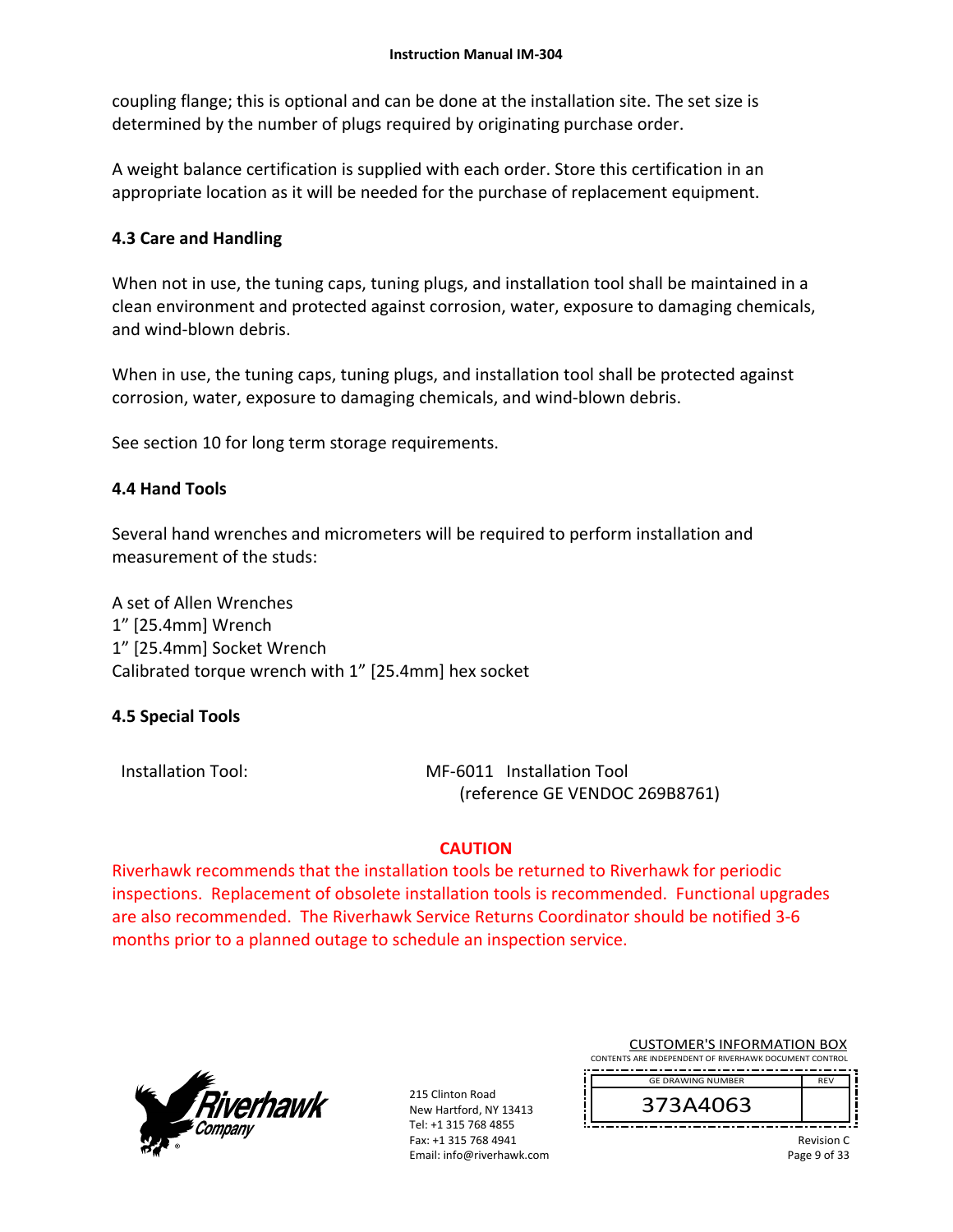coupling flange; this is optional and can be done at the installation site. The set size is determined by the number of plugs required by originating purchase order.

A weight balance certification is supplied with each order. Store this certification in an appropriate location as it will be needed for the purchase of replacement equipment.

### 4.3 Care and Handling

When not in use, the tuning caps, tuning plugs, and installation tool shall be maintained in a clean environment and protected against corrosion, water, exposure to damaging chemicals, and wind-blown debris.

When in use, the tuning caps, tuning plugs, and installation tool shall be protected against corrosion, water, exposure to damaging chemicals, and wind-blown debris.

See section 10 for long term storage requirements.

### 4.4 Hand Tools

Several hand wrenches and micrometers will be required to perform installation and measurement of the studs:

A set of Allen Wrenches
1" [25.4mm] Wrench
1" [25.4mm] Socket Wrench
Calibrated torque wrench with 1" [25.4mm] hex socket

### 4.5 Special Tools

Installation Tool: MF-6011 Installation Tool
(reference GE VENDOC 269B8761)

**CAUTION**

Riverhawk recommends that the installation tools be returned to Riverhawk for periodic inspections. Replacement of obsolete installation tools is recommended. Functional upgrades are also recommended. The Riverhawk Service Returns Coordinator should be notified 3-6 months prior to a planned outage to schedule an inspection service.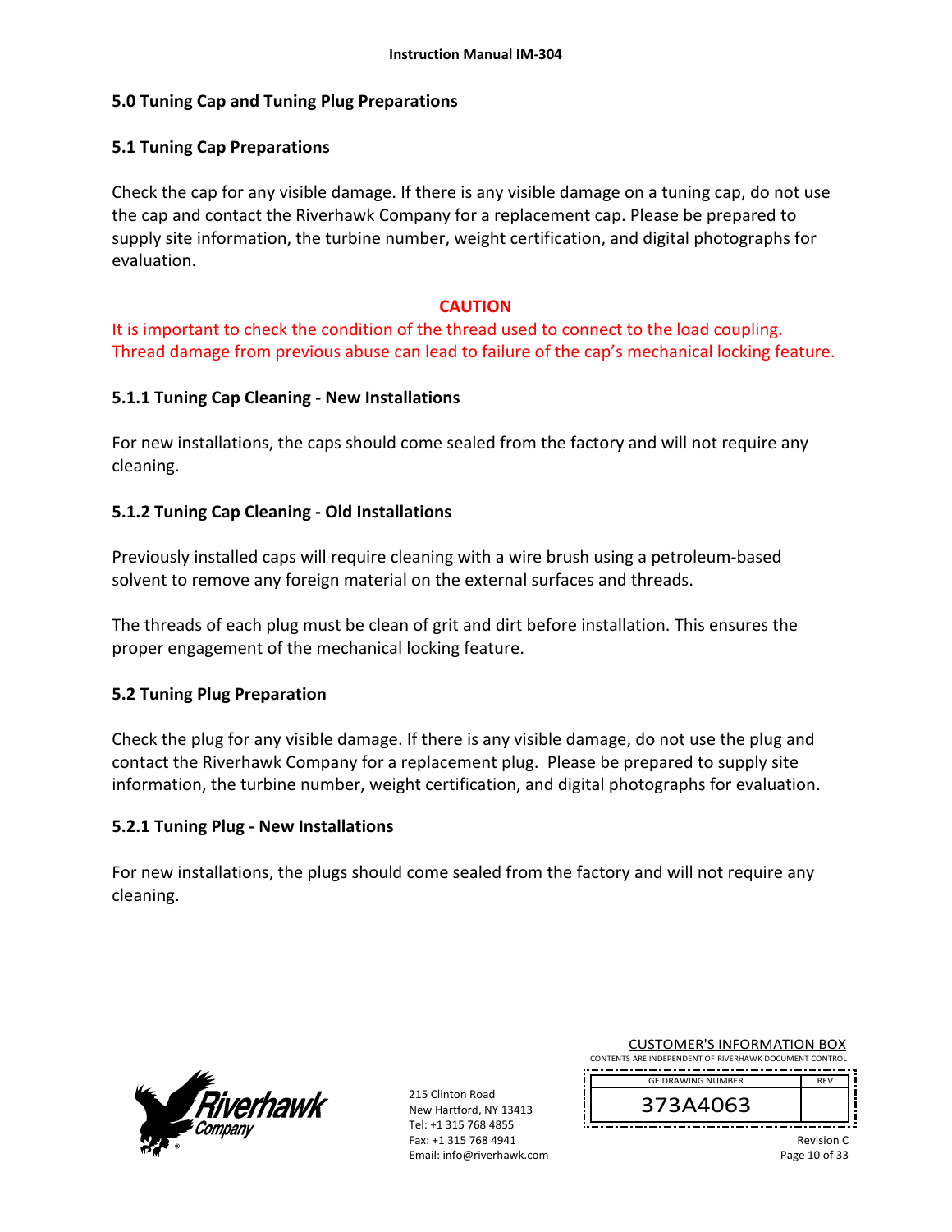## 5.0 Tuning Cap and Tuning Plug Preparations

### 5.1 Tuning Cap Preparations

Check the cap for any visible damage. If there is any visible damage on a tuning cap, do not use the cap and contact the Riverhawk Company for a replacement cap. Please be prepared to supply site information, the turbine number, weight certification, and digital photographs for evaluation.

**CAUTION**

It is important to check the condition of the thread used to connect to the load coupling. Thread damage from previous abuse can lead to failure of the cap's mechanical locking feature.

#### 5.1.1 Tuning Cap Cleaning - New Installations

For new installations, the caps should come sealed from the factory and will not require any cleaning.

#### 5.1.2 Tuning Cap Cleaning - Old Installations

Previously installed caps will require cleaning with a wire brush using a petroleum-based solvent to remove any foreign material on the external surfaces and threads.

The threads of each plug must be clean of grit and dirt before installation. This ensures the proper engagement of the mechanical locking feature.

### 5.2 Tuning Plug Preparation

Check the plug for any visible damage. If there is any visible damage, do not use the plug and contact the Riverhawk Company for a replacement plug. Please be prepared to supply site information, the turbine number, weight certification, and digital photographs for evaluation.

#### 5.2.1 Tuning Plug - New Installations

For new installations, the plugs should come sealed from the factory and will not require any cleaning.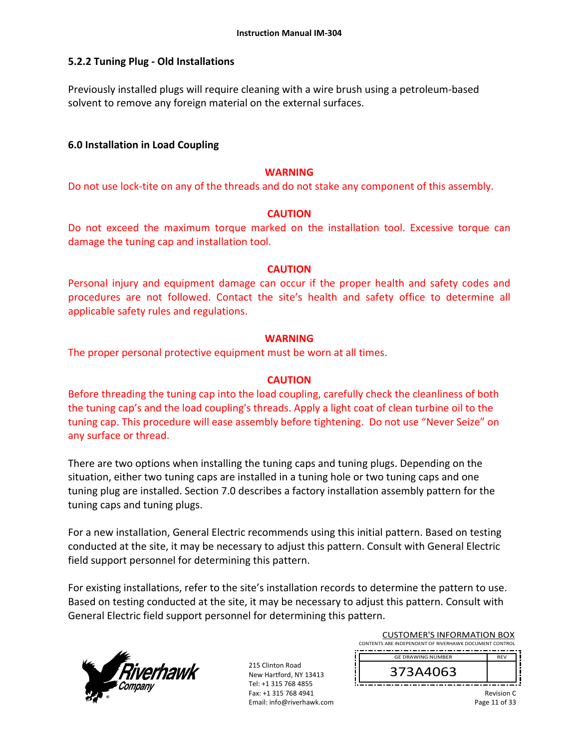### 5.2.2 Tuning Plug - Old Installations

Previously installed plugs will require cleaning with a wire brush using a petroleum-based solvent to remove any foreign material on the external surfaces.

## 6.0 Installation in Load Coupling

**WARNING**

Do not use lock-tite on any of the threads and do not stake any component of this assembly.

**CAUTION**

Do not exceed the maximum torque marked on the installation tool. Excessive torque can damage the tuning cap and installation tool.

**CAUTION**

Personal injury and equipment damage can occur if the proper health and safety codes and procedures are not followed. Contact the site's health and safety office to determine all applicable safety rules and regulations.

**WARNING**

The proper personal protective equipment must be worn at all times.

**CAUTION**

Before threading the tuning cap into the load coupling, carefully check the cleanliness of both the tuning cap's and the load coupling's threads. Apply a light coat of clean turbine oil to the tuning cap. This procedure will ease assembly before tightening. Do not use "Never Seize" on any surface or thread.

There are two options when installing the tuning caps and tuning plugs. Depending on the situation, either two tuning caps are installed in a tuning hole or two tuning caps and one tuning plug are installed. Section 7.0 describes a factory installation assembly pattern for the tuning caps and tuning plugs.

For a new installation, General Electric recommends using this initial pattern. Based on testing conducted at the site, it may be necessary to adjust this pattern. Consult with General Electric field support personnel for determining this pattern.

For existing installations, refer to the site's installation records to determine the pattern to use. Based on testing conducted at the site, it may be necessary to adjust this pattern. Consult with General Electric field support personnel for determining this pattern.

215 Clinton Road
New Hartford, NY 13413
Tel: +1 315 768 4855
Fax: +1 315 768 4941
Email: info@riverhawk.com

CUSTOMER'S INFORMATION BOX
CONTENTS ARE INDEPENDENT OF RIVERHAWK DOCUMENT CONTROL

| GE DRAWING NUMBER | REV |
|---|---|
| 373A4063 | |

Revision C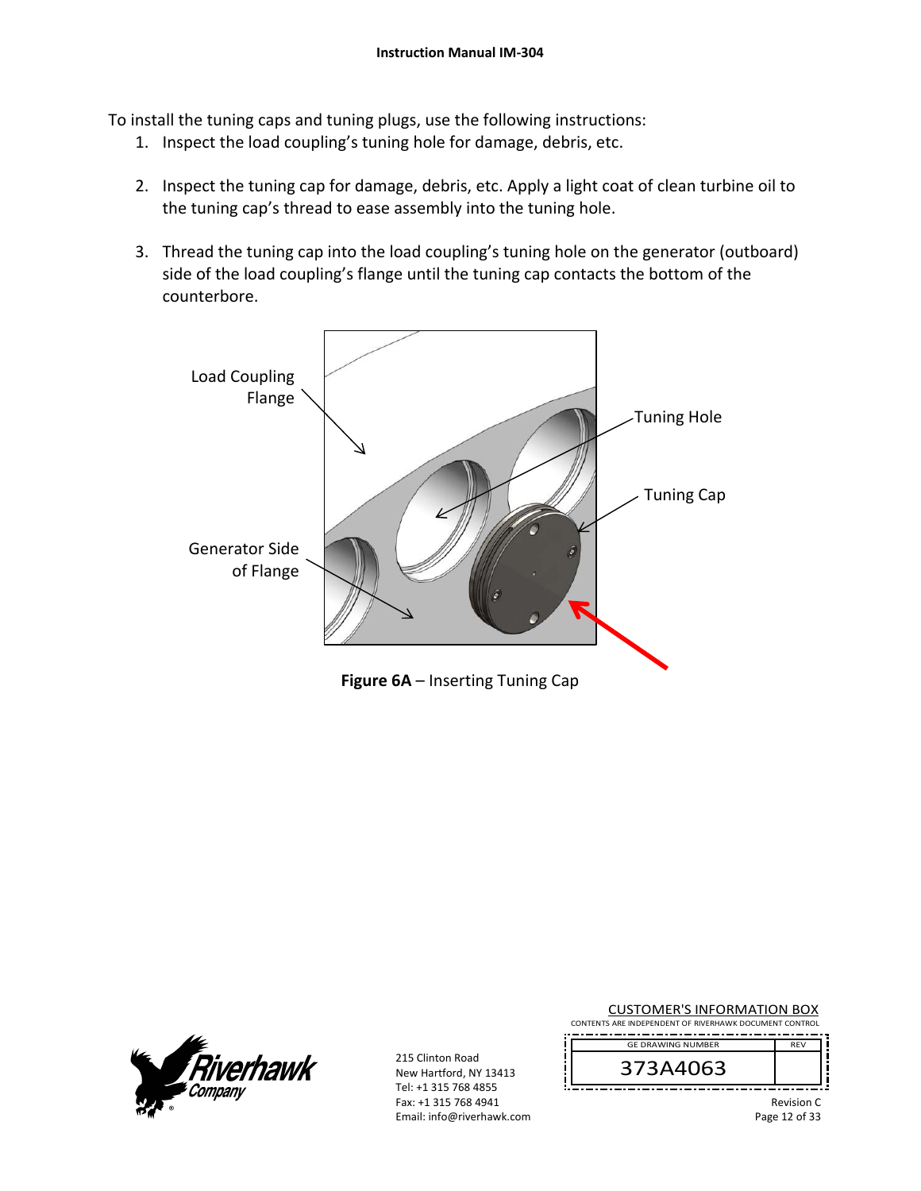To install the tuning caps and tuning plugs, use the following instructions:

1. Inspect the load coupling's tuning hole for damage, debris, etc.

2. Inspect the tuning cap for damage, debris, etc. Apply a light coat of clean turbine oil to the tuning cap's thread to ease assembly into the tuning hole.

3. Thread the tuning cap into the load coupling's tuning hole on the generator (outboard) side of the load coupling's flange until the tuning cap contacts the bottom of the counterbore.

Load Coupling Flange

Tuning Hole

Tuning Cap

Generator Side of Flange

**Figure 6A** – Inserting Tuning Cap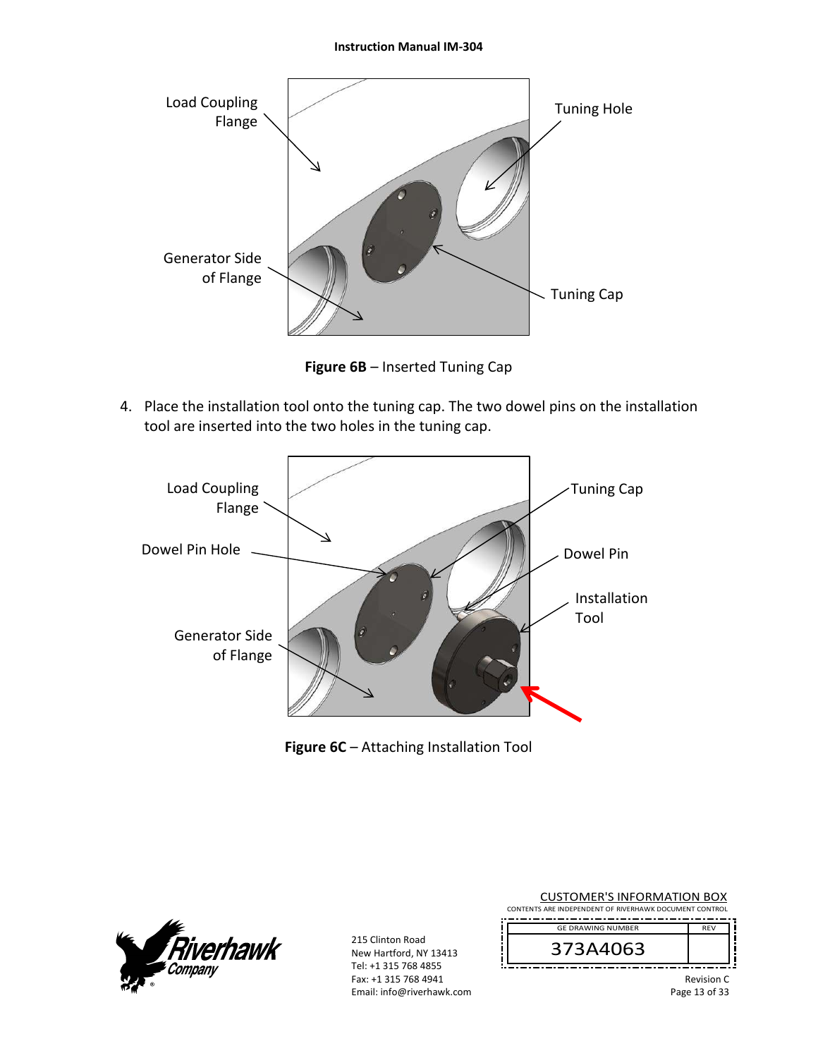Figure 6B – Inserted Tuning Cap

4. Place the installation tool onto the tuning cap. The two dowel pins on the installation tool are inserted into the two holes in the tuning cap.

Figure 6C – Attaching Installation Tool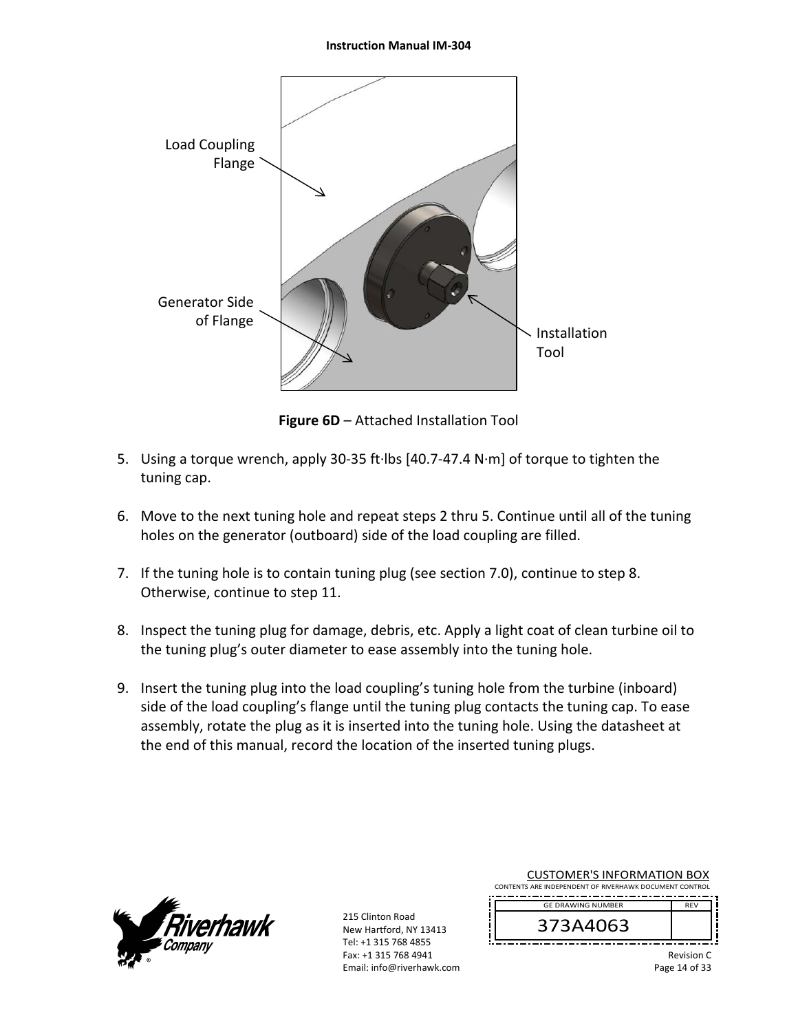Load Coupling Flange

Generator Side of Flange

Installation Tool

**Figure 6D** – Attached Installation Tool

5. Using a torque wrench, apply 30-35 ft·lbs [40.7-47.4 N·m] of torque to tighten the tuning cap.

6. Move to the next tuning hole and repeat steps 2 thru 5. Continue until all of the tuning holes on the generator (outboard) side of the load coupling are filled.

7. If the tuning hole is to contain tuning plug (see section 7.0), continue to step 8. Otherwise, continue to step 11.

8. Inspect the tuning plug for damage, debris, etc. Apply a light coat of clean turbine oil to the tuning plug's outer diameter to ease assembly into the tuning hole.

9. Insert the tuning plug into the load coupling's tuning hole from the turbine (inboard) side of the load coupling's flange until the tuning plug contacts the tuning cap. To ease assembly, rotate the plug as it is inserted into the tuning hole. Using the datasheet at the end of this manual, record the location of the inserted tuning plugs.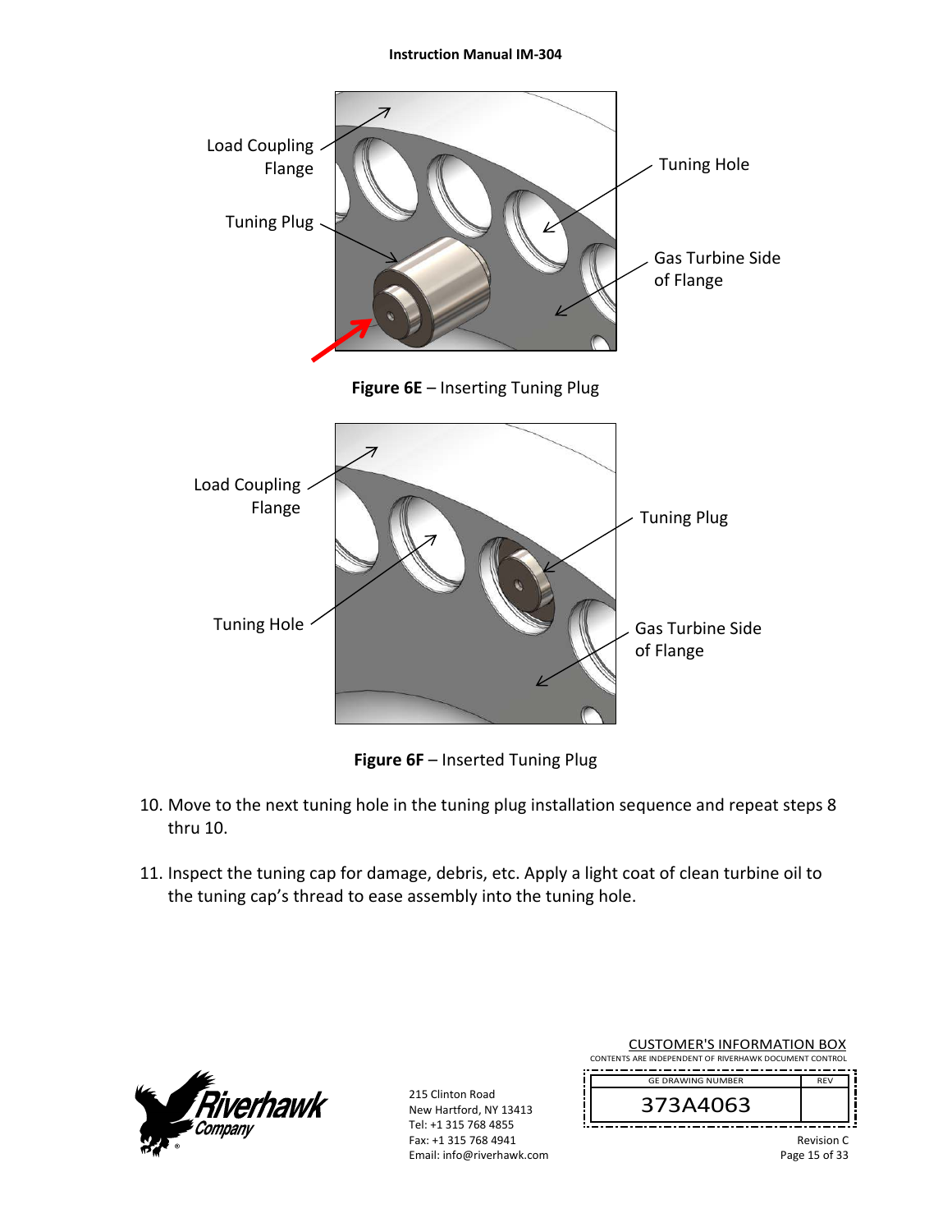**Figure 6E** – Inserting Tuning Plug

**Figure 6F** – Inserted Tuning Plug

10. Move to the next tuning hole in the tuning plug installation sequence and repeat steps 8 thru 10.

11. Inspect the tuning cap for damage, debris, etc. Apply a light coat of clean turbine oil to the tuning cap's thread to ease assembly into the tuning hole.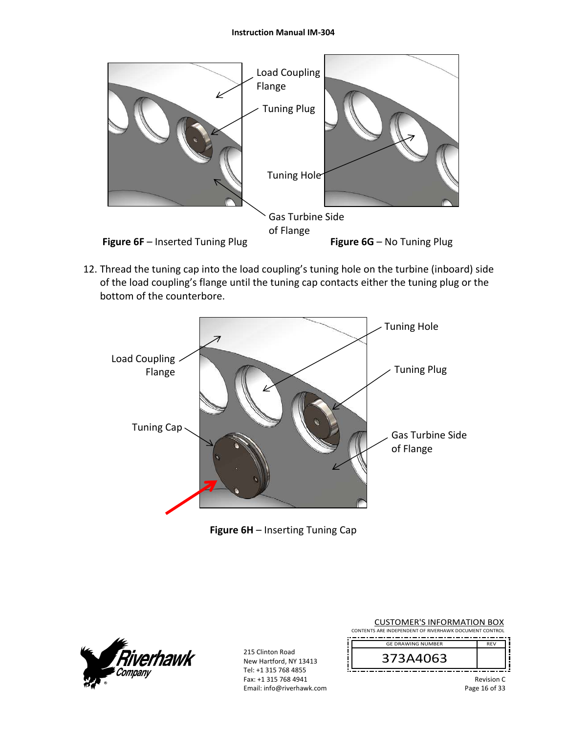Load Coupling Flange

Tuning Plug

Tuning Hole

Gas Turbine Side of Flange

**Figure 6F** – Inserted Tuning Plug

**Figure 6G** – No Tuning Plug

12. Thread the tuning cap into the load coupling's tuning hole on the turbine (inboard) side of the load coupling's flange until the tuning cap contacts either the tuning plug or the bottom of the counterbore.

Load Coupling Flange

Tuning Hole

Tuning Plug

Tuning Cap

Gas Turbine Side of Flange

**Figure 6H** – Inserting Tuning Cap

215 Clinton Road
New Hartford, NY 13413
Tel: +1 315 768 4855
Fax: +1 315 768 4941
Email: info@riverhawk.com

CUSTOMER'S INFORMATION BOX
CONTENTS ARE INDEPENDENT OF RIVERHAWK DOCUMENT CONTROL

| GE DRAWING NUMBER | REV |
| --- | --- |
| 373A4063 | |

Revision C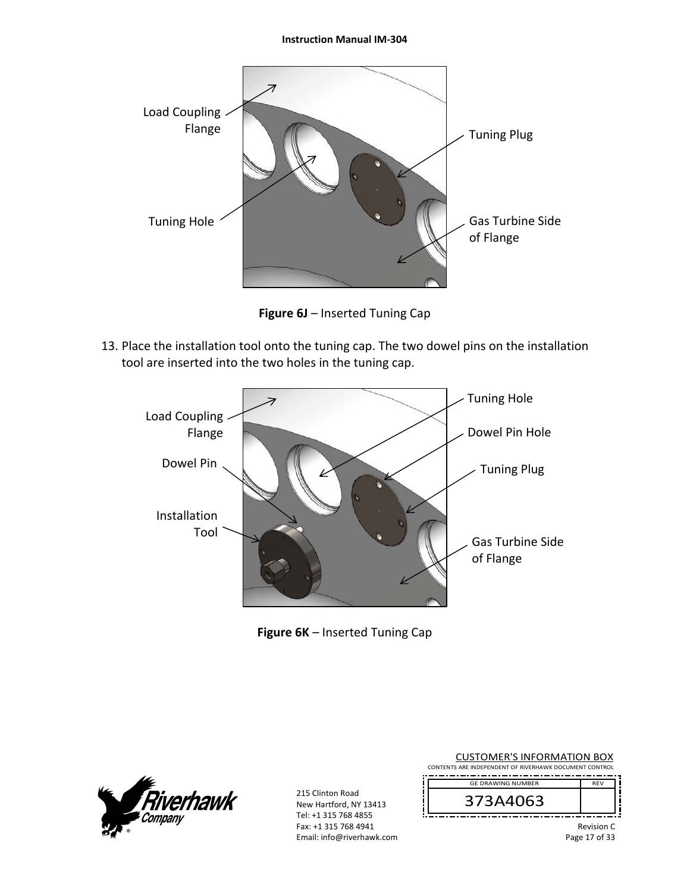Load Coupling Flange

Tuning Plug

Tuning Hole

Gas Turbine Side of Flange

**Figure 6J** – Inserted Tuning Cap

13. Place the installation tool onto the tuning cap. The two dowel pins on the installation tool are inserted into the two holes in the tuning cap.

Load Coupling Flange

Tuning Hole

Dowel Pin Hole

Dowel Pin

Tuning Plug

Installation Tool

Gas Turbine Side of Flange

**Figure 6K** – Inserted Tuning Cap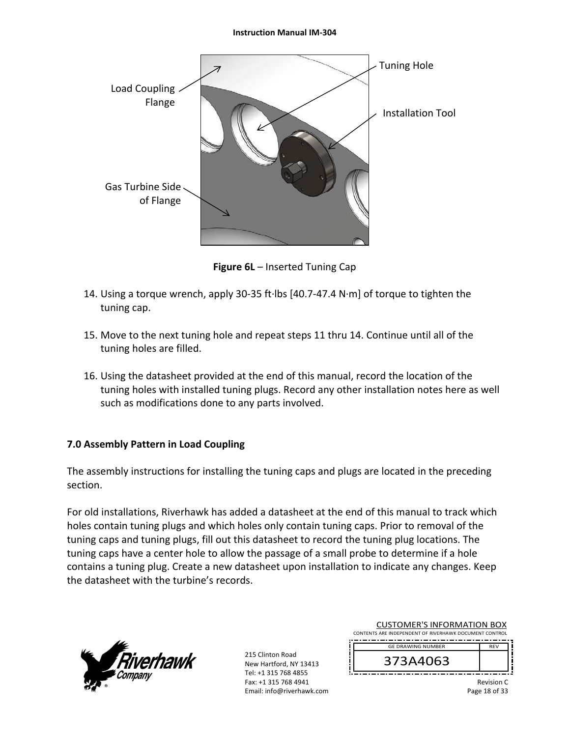Load Coupling Flange

Tuning Hole

Installation Tool

Gas Turbine Side of Flange

**Figure 6L** – Inserted Tuning Cap

14. Using a torque wrench, apply 30-35 ft·lbs [40.7-47.4 N·m] of torque to tighten the tuning cap.

15. Move to the next tuning hole and repeat steps 11 thru 14. Continue until all of the tuning holes are filled.

16. Using the datasheet provided at the end of this manual, record the location of the tuning holes with installed tuning plugs. Record any other installation notes here as well such as modifications done to any parts involved.

## 7.0 Assembly Pattern in Load Coupling

The assembly instructions for installing the tuning caps and plugs are located in the preceding section.

For old installations, Riverhawk has added a datasheet at the end of this manual to track which holes contain tuning plugs and which holes only contain tuning caps. Prior to removal of the tuning caps and tuning plugs, fill out this datasheet to record the tuning plug locations. The tuning caps have a center hole to allow the passage of a small probe to determine if a hole contains a tuning plug. Create a new datasheet upon installation to indicate any changes. Keep the datasheet with the turbine's records.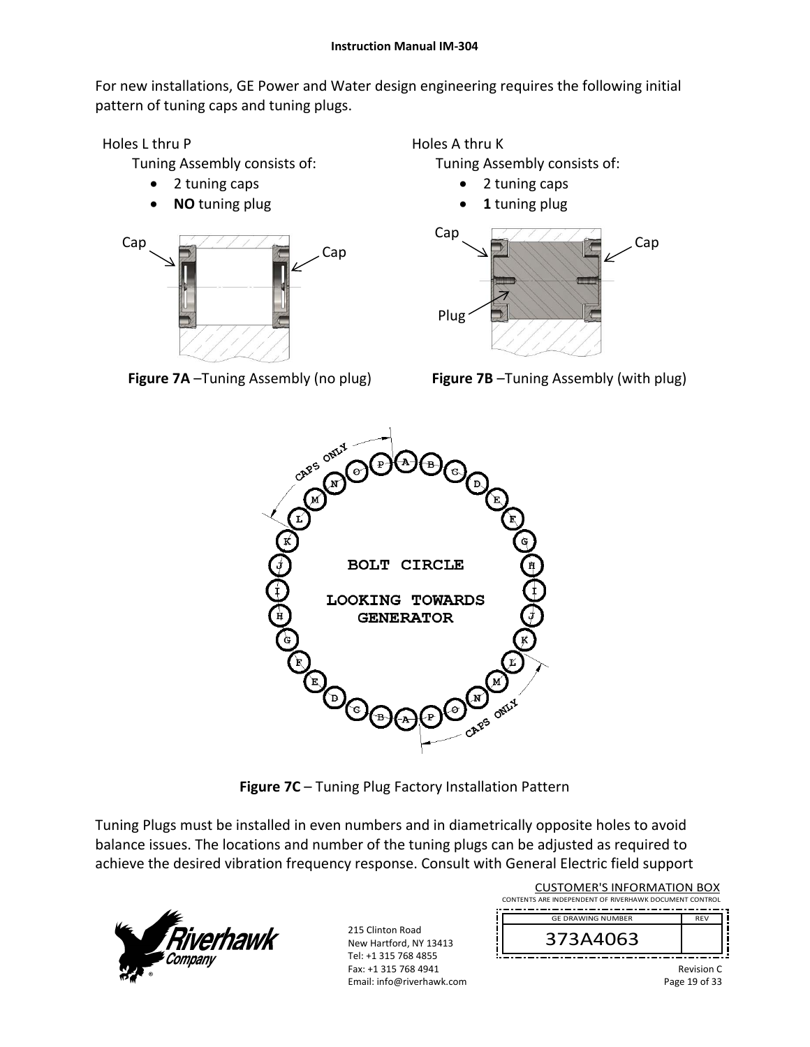For new installations, GE Power and Water design engineering requires the following initial pattern of tuning caps and tuning plugs.

Holes L thru P

Tuning Assembly consists of:

- 2 tuning caps
- **NO** tuning plug

Holes A thru K

Tuning Assembly consists of:

- 2 tuning caps
- **1** tuning plug

**Figure 7A** –Tuning Assembly (no plug)

**Figure 7B** –Tuning Assembly (with plug)

**Figure 7C** – Tuning Plug Factory Installation Pattern

Tuning Plugs must be installed in even numbers and in diametrically opposite holes to avoid balance issues. The locations and number of the tuning plugs can be adjusted as required to achieve the desired vibration frequency response. Consult with General Electric field support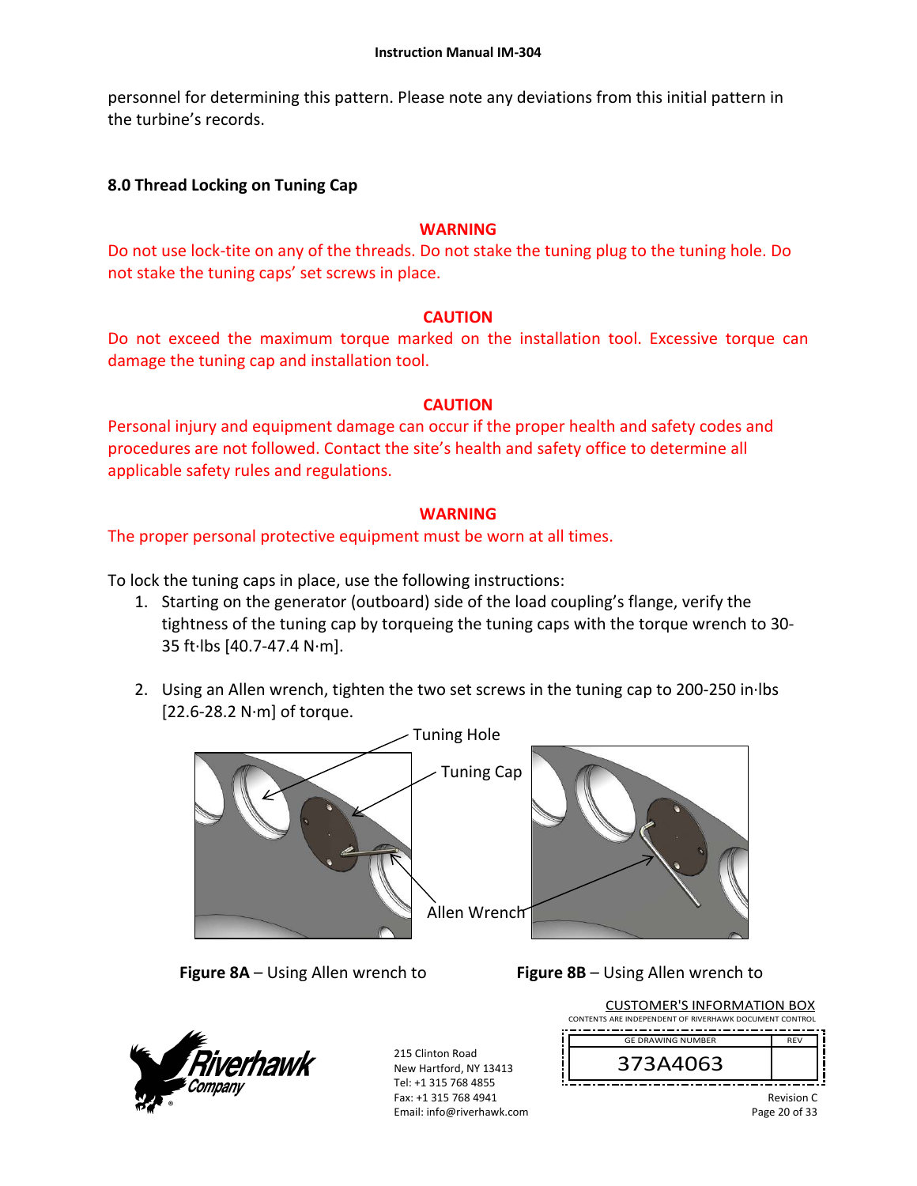personnel for determining this pattern. Please note any deviations from this initial pattern in the turbine's records.

## 8.0 Thread Locking on Tuning Cap

**WARNING**

Do not use lock-tite on any of the threads. Do not stake the tuning plug to the tuning hole. Do not stake the tuning caps' set screws in place.

**CAUTION**

Do not exceed the maximum torque marked on the installation tool. Excessive torque can damage the tuning cap and installation tool.

**CAUTION**

Personal injury and equipment damage can occur if the proper health and safety codes and procedures are not followed. Contact the site's health and safety office to determine all applicable safety rules and regulations.

**WARNING**

The proper personal protective equipment must be worn at all times.

To lock the tuning caps in place, use the following instructions:

1. Starting on the generator (outboard) side of the load coupling's flange, verify the tightness of the tuning cap by torqueing the tuning caps with the torque wrench to 30-35 ft·lbs [40.7-47.4 N·m].

2. Using an Allen wrench, tighten the two set screws in the tuning cap to 200-250 in·lbs [22.6-28.2 N·m] of torque.

Tuning Hole

Tuning Cap

Allen Wrench

**Figure 8A** – Using Allen wrench to

**Figure 8B** – Using Allen wrench to

CUSTOMER'S INFORMATION BOX

CONTENTS ARE INDEPENDENT OF RIVERHAWK DOCUMENT CONTROL

| GE DRAWING NUMBER | REV |
| --- | --- |
| 373A4063 | |

215 Clinton Road
New Hartford, NY 13413
Tel: +1 315 768 4855
Fax: +1 315 768 4941
Email: info@riverhawk.com

Revision C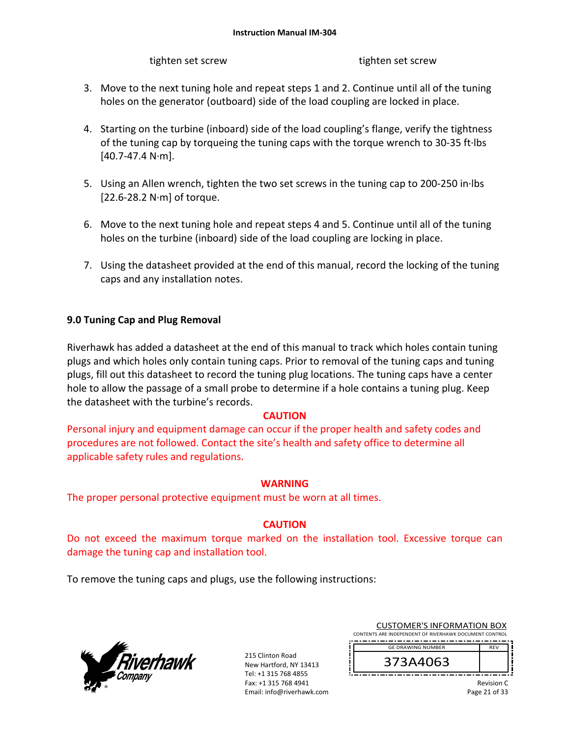tighten set screw tighten set screw

3. Move to the next tuning hole and repeat steps 1 and 2. Continue until all of the tuning holes on the generator (outboard) side of the load coupling are locked in place.

4. Starting on the turbine (inboard) side of the load coupling's flange, verify the tightness of the tuning cap by torqueing the tuning caps with the torque wrench to 30-35 ft·lbs [40.7-47.4 N·m].

5. Using an Allen wrench, tighten the two set screws in the tuning cap to 200-250 in·lbs [22.6-28.2 N·m] of torque.

6. Move to the next tuning hole and repeat steps 4 and 5. Continue until all of the tuning holes on the turbine (inboard) side of the load coupling are locking in place.

7. Using the datasheet provided at the end of this manual, record the locking of the tuning caps and any installation notes.

## 9.0 Tuning Cap and Plug Removal

Riverhawk has added a datasheet at the end of this manual to track which holes contain tuning plugs and which holes only contain tuning caps. Prior to removal of the tuning caps and tuning plugs, fill out this datasheet to record the tuning plug locations. The tuning caps have a center hole to allow the passage of a small probe to determine if a hole contains a tuning plug. Keep the datasheet with the turbine's records.

**CAUTION**

Personal injury and equipment damage can occur if the proper health and safety codes and procedures are not followed. Contact the site's health and safety office to determine all applicable safety rules and regulations.

**WARNING**

The proper personal protective equipment must be worn at all times.

**CAUTION**

Do not exceed the maximum torque marked on the installation tool. Excessive torque can damage the tuning cap and installation tool.

To remove the tuning caps and plugs, use the following instructions: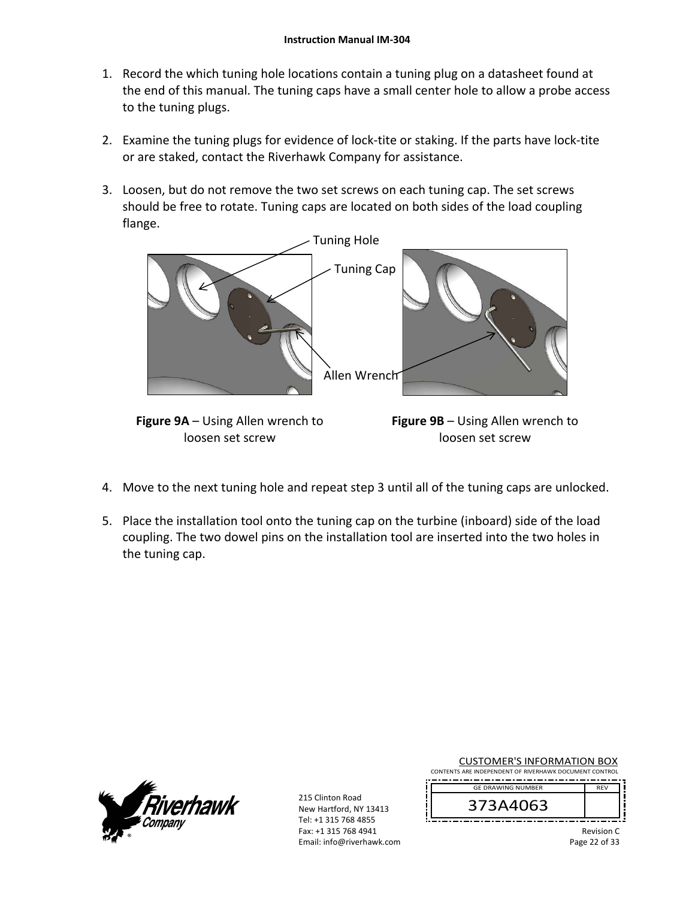1. Record the which tuning hole locations contain a tuning plug on a datasheet found at the end of this manual. The tuning caps have a small center hole to allow a probe access to the tuning plugs.

2. Examine the tuning plugs for evidence of lock-tite or staking. If the parts have lock-tite or are staked, contact the Riverhawk Company for assistance.

3. Loosen, but do not remove the two set screws on each tuning cap. The set screws should be free to rotate. Tuning caps are located on both sides of the load coupling flange.

Tuning Hole

Tuning Cap

Allen Wrench

**Figure 9A** – Using Allen wrench to loosen set screw

**Figure 9B** – Using Allen wrench to loosen set screw

4. Move to the next tuning hole and repeat step 3 until all of the tuning caps are unlocked.

5. Place the installation tool onto the tuning cap on the turbine (inboard) side of the load coupling. The two dowel pins on the installation tool are inserted into the two holes in the tuning cap.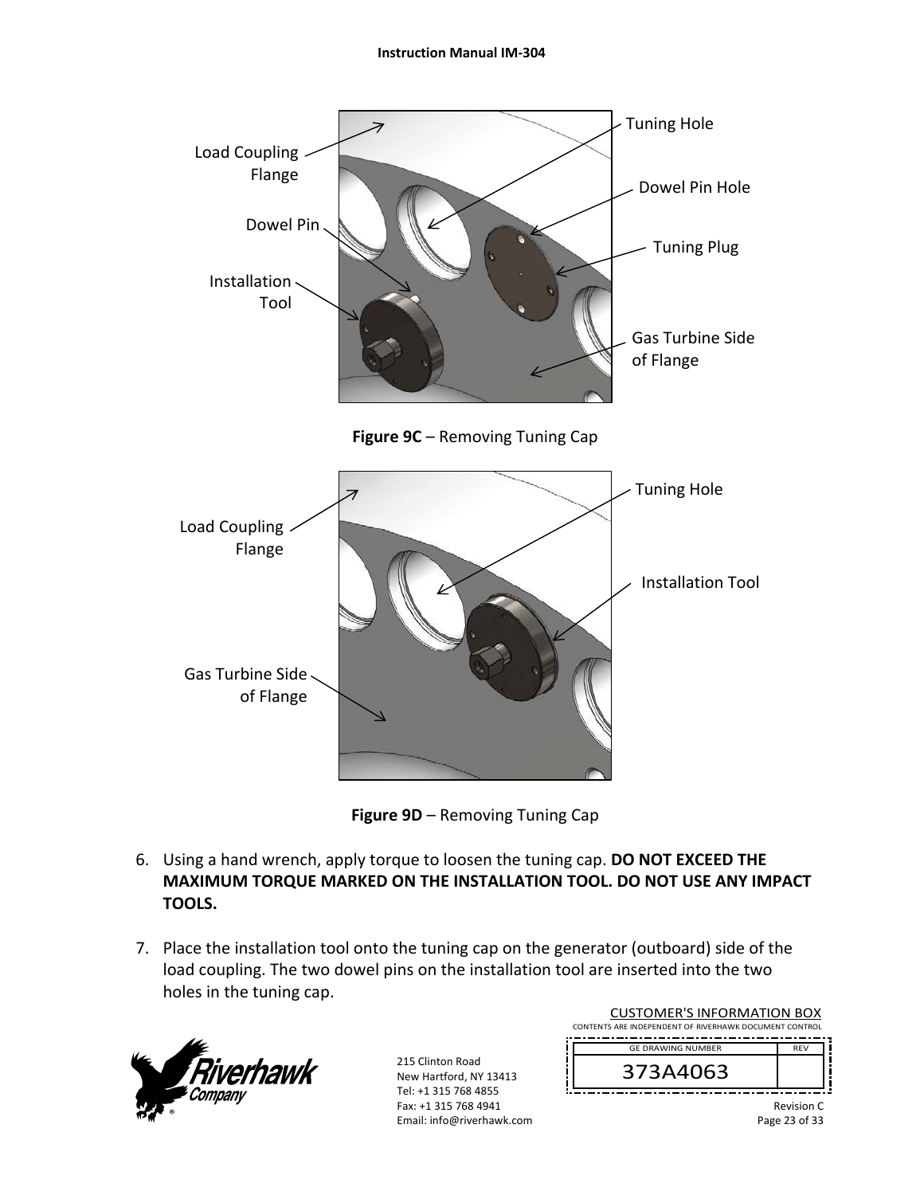Load Coupling Flange

Dowel Pin

Installation Tool

Tuning Hole

Dowel Pin Hole

Tuning Plug

Gas Turbine Side of Flange

**Figure 9C** – Removing Tuning Cap

Load Coupling Flange

Gas Turbine Side of Flange

Tuning Hole

Installation Tool

**Figure 9D** – Removing Tuning Cap

6. Using a hand wrench, apply torque to loosen the tuning cap. **DO NOT EXCEED THE MAXIMUM TORQUE MARKED ON THE INSTALLATION TOOL. DO NOT USE ANY IMPACT TOOLS.**

7. Place the installation tool onto the tuning cap on the generator (outboard) side of the load coupling. The two dowel pins on the installation tool are inserted into the two holes in the tuning cap.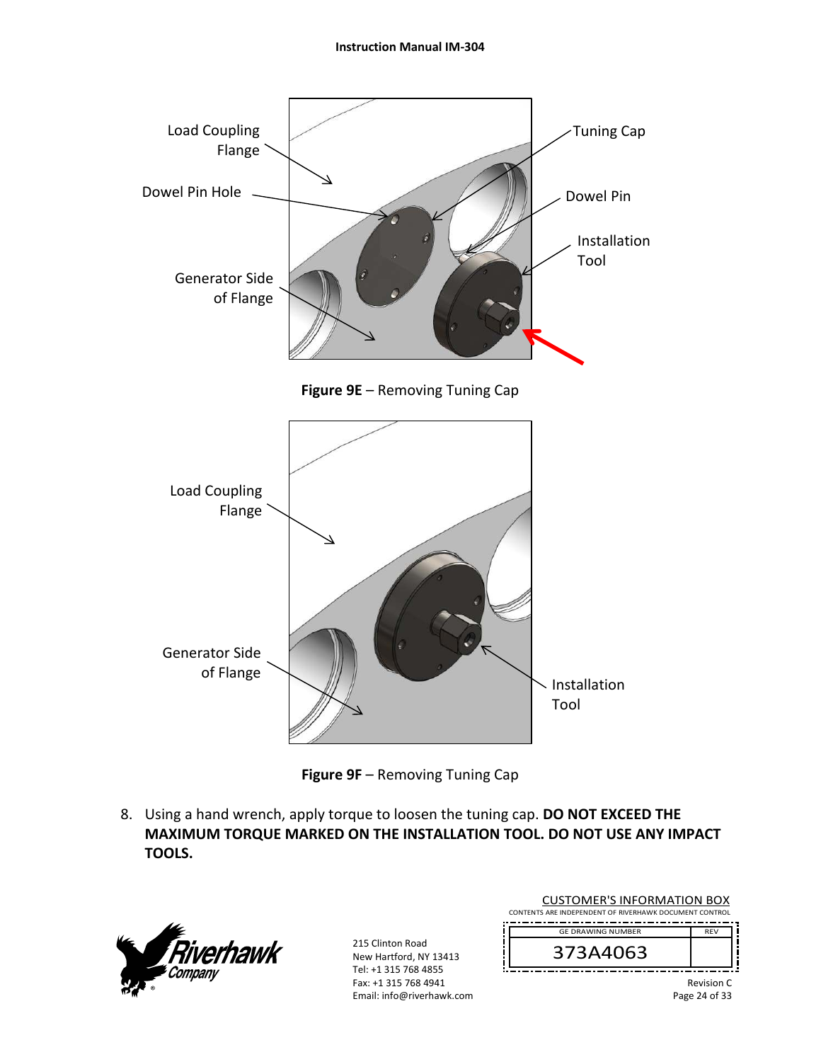**Figure 9E** – Removing Tuning Cap

**Figure 9F** – Removing Tuning Cap

8. Using a hand wrench, apply torque to loosen the tuning cap. **DO NOT EXCEED THE MAXIMUM TORQUE MARKED ON THE INSTALLATION TOOL. DO NOT USE ANY IMPACT TOOLS.**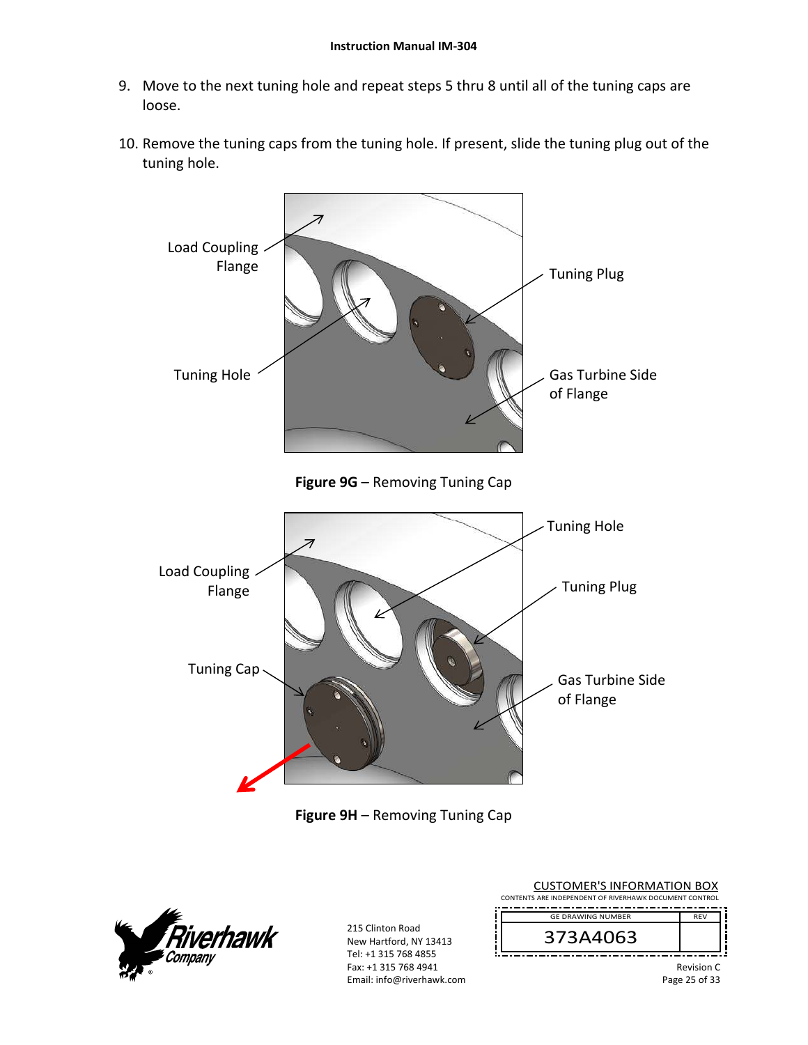9. Move to the next tuning hole and repeat steps 5 thru 8 until all of the tuning caps are loose.

10. Remove the tuning caps from the tuning hole. If present, slide the tuning plug out of the tuning hole.

Load Coupling Flange

Tuning Hole

Tuning Plug

Gas Turbine Side of Flange

**Figure 9G** – Removing Tuning Cap

Load Coupling Flange

Tuning Cap

Tuning Hole

Tuning Plug

Gas Turbine Side of Flange

**Figure 9H** – Removing Tuning Cap

215 Clinton Road
New Hartford, NY 13413
Tel: +1 315 768 4855
Fax: +1 315 768 4941
Email: info@riverhawk.com

CUSTOMER'S INFORMATION BOX
CONTENTS ARE INDEPENDENT OF RIVERHAWK DOCUMENT CONTROL

| GE DRAWING NUMBER | REV |
| --- | --- |
| 373A4063 | |

Revision C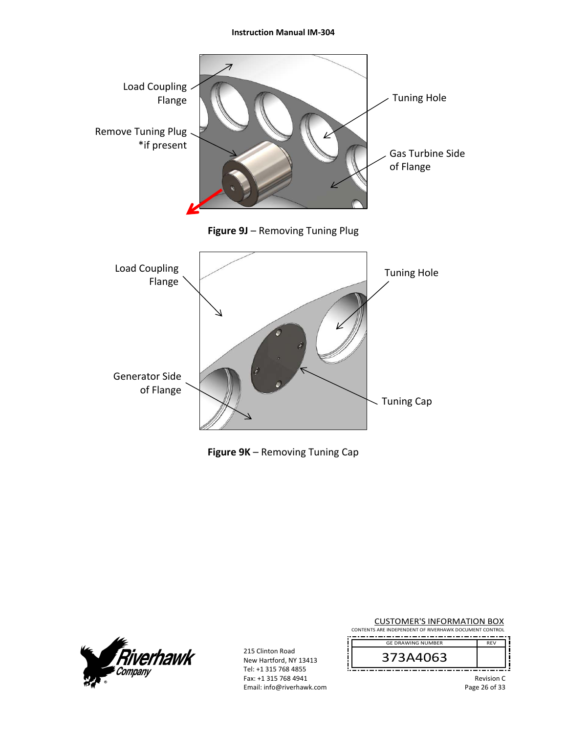Load Coupling Flange

Remove Tuning Plug *if present

Tuning Hole

Gas Turbine Side of Flange

**Figure 9J** – Removing Tuning Plug

Load Coupling Flange

Tuning Hole

Generator Side of Flange

Tuning Cap

**Figure 9K** – Removing Tuning Cap

215 Clinton Road
New Hartford, NY 13413
Tel: +1 315 768 4855
Fax: +1 315 768 4941
Email: info@riverhawk.com

CUSTOMER'S INFORMATION BOX
CONTENTS ARE INDEPENDENT OF RIVERHAWK DOCUMENT CONTROL

| GE DRAWING NUMBER | REV |
| --- | --- |
| 373A4063 | |

Revision C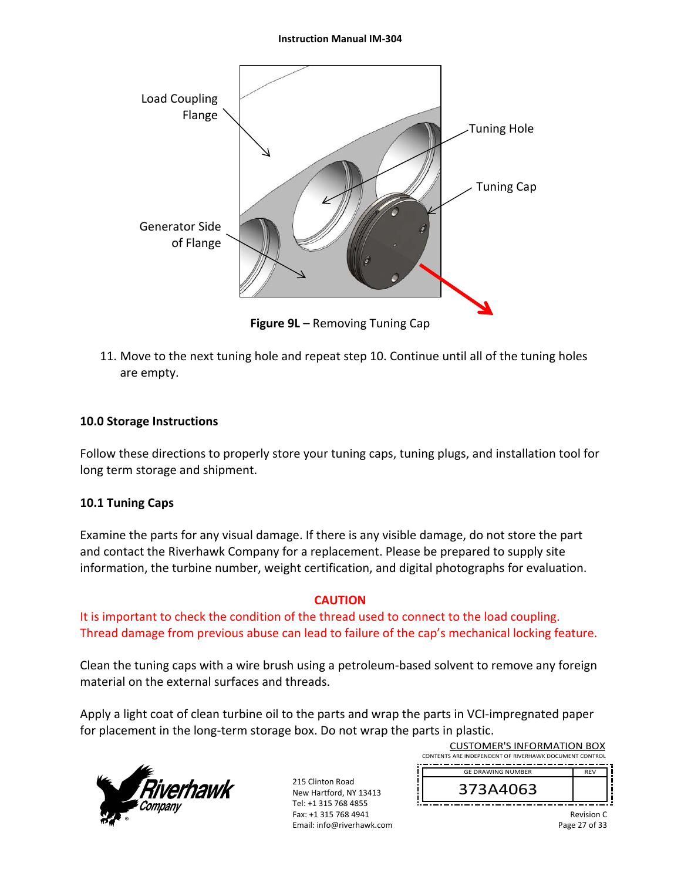Figure 9L – Removing Tuning Cap

11. Move to the next tuning hole and repeat step 10. Continue until all of the tuning holes are empty.

## 10.0 Storage Instructions

Follow these directions to properly store your tuning caps, tuning plugs, and installation tool for long term storage and shipment.

### 10.1 Tuning Caps

Examine the parts for any visual damage. If there is any visible damage, do not store the part and contact the Riverhawk Company for a replacement. Please be prepared to supply site information, the turbine number, weight certification, and digital photographs for evaluation.

**CAUTION**

It is important to check the condition of the thread used to connect to the load coupling. Thread damage from previous abuse can lead to failure of the cap's mechanical locking feature.

Clean the tuning caps with a wire brush using a petroleum-based solvent to remove any foreign material on the external surfaces and threads.

Apply a light coat of clean turbine oil to the parts and wrap the parts in VCI-impregnated paper for placement in the long-term storage box. Do not wrap the parts in plastic.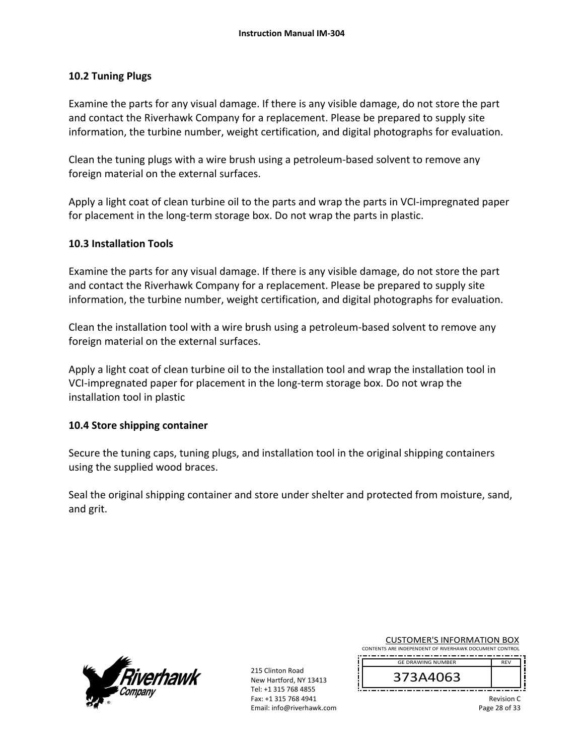## 10.2 Tuning Plugs

Examine the parts for any visual damage. If there is any visible damage, do not store the part and contact the Riverhawk Company for a replacement. Please be prepared to supply site information, the turbine number, weight certification, and digital photographs for evaluation.

Clean the tuning plugs with a wire brush using a petroleum-based solvent to remove any foreign material on the external surfaces.

Apply a light coat of clean turbine oil to the parts and wrap the parts in VCI-impregnated paper for placement in the long-term storage box. Do not wrap the parts in plastic.

## 10.3 Installation Tools

Examine the parts for any visual damage. If there is any visible damage, do not store the part and contact the Riverhawk Company for a replacement. Please be prepared to supply site information, the turbine number, weight certification, and digital photographs for evaluation.

Clean the installation tool with a wire brush using a petroleum-based solvent to remove any foreign material on the external surfaces.

Apply a light coat of clean turbine oil to the installation tool and wrap the installation tool in VCI-impregnated paper for placement in the long-term storage box. Do not wrap the installation tool in plastic

## 10.4 Store shipping container

Secure the tuning caps, tuning plugs, and installation tool in the original shipping containers using the supplied wood braces.

Seal the original shipping container and store under shelter and protected from moisture, sand, and grit.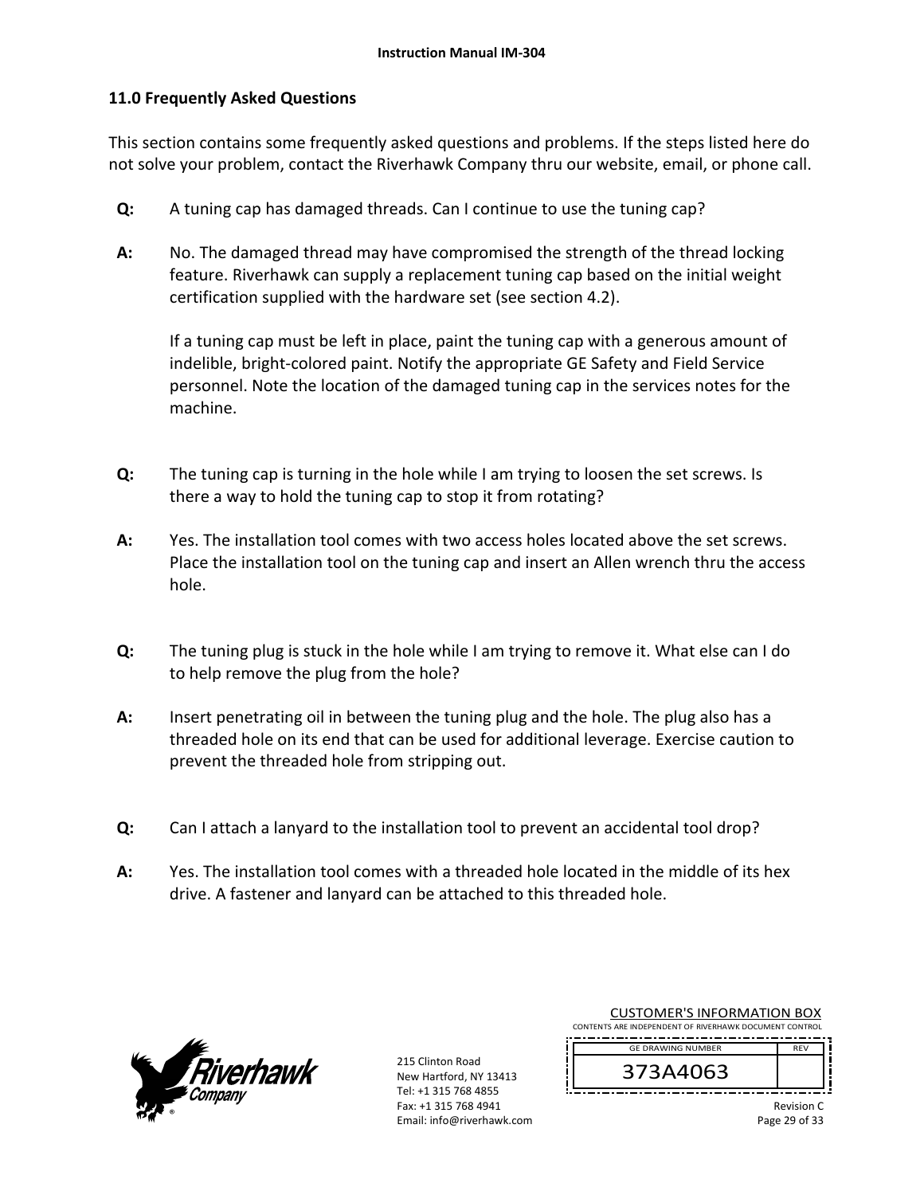## 11.0 Frequently Asked Questions

This section contains some frequently asked questions and problems. If the steps listed here do not solve your problem, contact the Riverhawk Company thru our website, email, or phone call.

**Q:** A tuning cap has damaged threads. Can I continue to use the tuning cap?

**A:** No. The damaged thread may have compromised the strength of the thread locking feature. Riverhawk can supply a replacement tuning cap based on the initial weight certification supplied with the hardware set (see section 4.2).

If a tuning cap must be left in place, paint the tuning cap with a generous amount of indelible, bright-colored paint. Notify the appropriate GE Safety and Field Service personnel. Note the location of the damaged tuning cap in the services notes for the machine.

**Q:** The tuning cap is turning in the hole while I am trying to loosen the set screws. Is there a way to hold the tuning cap to stop it from rotating?

**A:** Yes. The installation tool comes with two access holes located above the set screws. Place the installation tool on the tuning cap and insert an Allen wrench thru the access hole.

**Q:** The tuning plug is stuck in the hole while I am trying to remove it. What else can I do to help remove the plug from the hole?

**A:** Insert penetrating oil in between the tuning plug and the hole. The plug also has a threaded hole on its end that can be used for additional leverage. Exercise caution to prevent the threaded hole from stripping out.

**Q:** Can I attach a lanyard to the installation tool to prevent an accidental tool drop?

**A:** Yes. The installation tool comes with a threaded hole located in the middle of its hex drive. A fastener and lanyard can be attached to this threaded hole.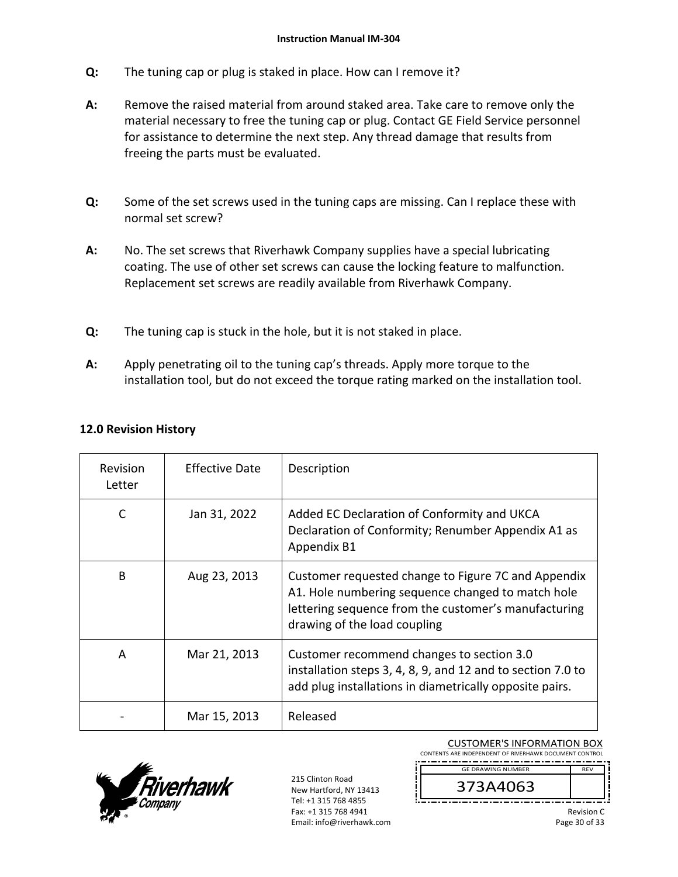**Q:** The tuning cap or plug is staked in place. How can I remove it?

**A:** Remove the raised material from around staked area. Take care to remove only the material necessary to free the tuning cap or plug. Contact GE Field Service personnel for assistance to determine the next step. Any thread damage that results from freeing the parts must be evaluated.

**Q:** Some of the set screws used in the tuning caps are missing. Can I replace these with normal set screw?

**A:** No. The set screws that Riverhawk Company supplies have a special lubricating coating. The use of other set screws can cause the locking feature to malfunction. Replacement set screws are readily available from Riverhawk Company.

**Q:** The tuning cap is stuck in the hole, but it is not staked in place.

**A:** Apply penetrating oil to the tuning cap's threads. Apply more torque to the installation tool, but do not exceed the torque rating marked on the installation tool.

## 12.0 Revision History

| Revision Letter | Effective Date | Description |
|---|---|---|
| C | Jan 31, 2022 | Added EC Declaration of Conformity and UKCA Declaration of Conformity; Renumber Appendix A1 as Appendix B1 |
| B | Aug 23, 2013 | Customer requested change to Figure 7C and Appendix A1. Hole numbering sequence changed to match hole lettering sequence from the customer's manufacturing drawing of the load coupling |
| A | Mar 21, 2013 | Customer recommend changes to section 3.0 installation steps 3, 4, 8, 9, and 12 and to section 7.0 to add plug installations in diametrically opposite pairs. |
| - | Mar 15, 2013 | Released |

215 Clinton Road
New Hartford, NY 13413
Tel: +1 315 768 4855
Fax: +1 315 768 4941
Email: info@riverhawk.com

CUSTOMER'S INFORMATION BOX
CONTENTS ARE INDEPENDENT OF RIVERHAWK DOCUMENT CONTROL

| GE DRAWING NUMBER | REV |
|---|---|
| 373A4063 | |

Revision C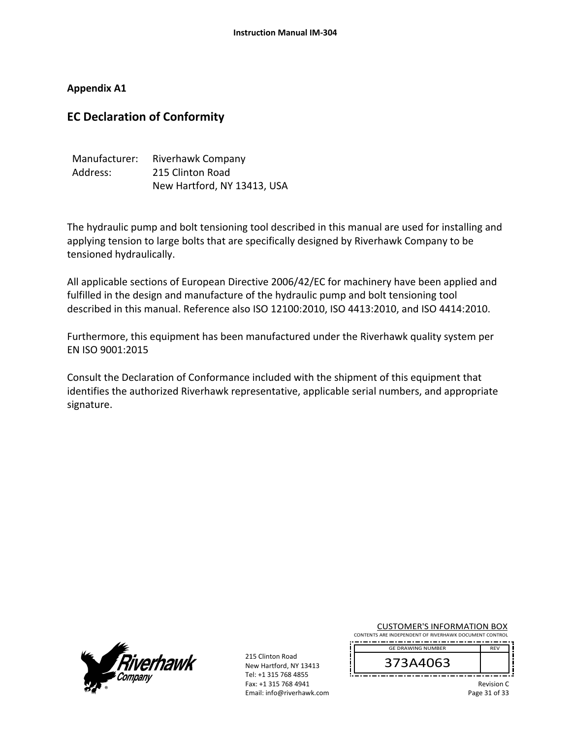## Appendix A1

# EC Declaration of Conformity

Manufacturer: Riverhawk Company
Address: 215 Clinton Road
New Hartford, NY 13413, USA

The hydraulic pump and bolt tensioning tool described in this manual are used for installing and applying tension to large bolts that are specifically designed by Riverhawk Company to be tensioned hydraulically.

All applicable sections of European Directive 2006/42/EC for machinery have been applied and fulfilled in the design and manufacture of the hydraulic pump and bolt tensioning tool described in this manual. Reference also ISO 12100:2010, ISO 4413:2010, and ISO 4414:2010.

Furthermore, this equipment has been manufactured under the Riverhawk quality system per EN ISO 9001:2015

Consult the Declaration of Conformance included with the shipment of this equipment that identifies the authorized Riverhawk representative, applicable serial numbers, and appropriate signature.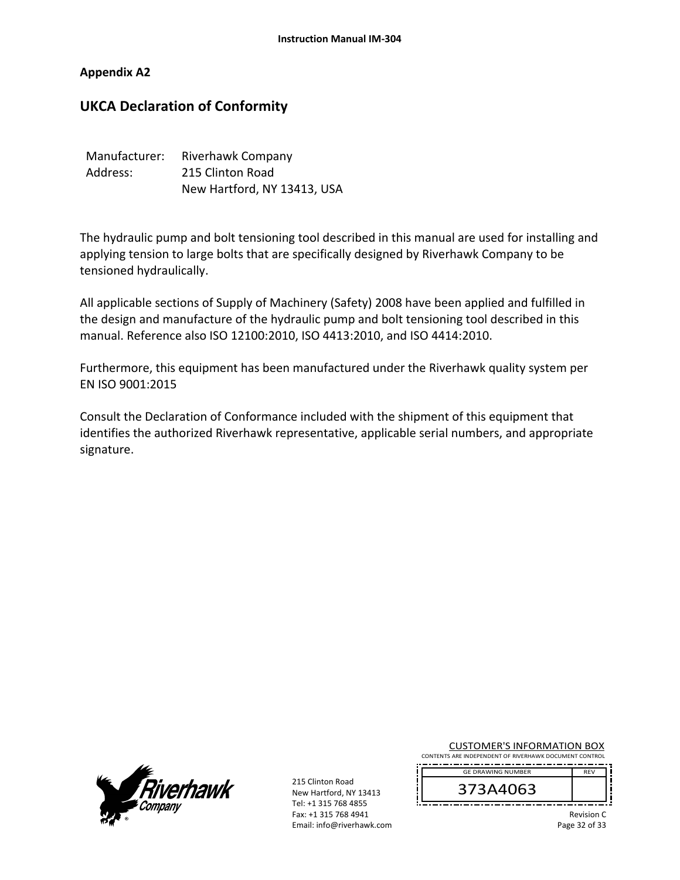**Appendix A2**

## UKCA Declaration of Conformity

Manufacturer: Riverhawk Company
Address: 215 Clinton Road
New Hartford, NY 13413, USA

The hydraulic pump and bolt tensioning tool described in this manual are used for installing and applying tension to large bolts that are specifically designed by Riverhawk Company to be tensioned hydraulically.

All applicable sections of Supply of Machinery (Safety) 2008 have been applied and fulfilled in the design and manufacture of the hydraulic pump and bolt tensioning tool described in this manual. Reference also ISO 12100:2010, ISO 4413:2010, and ISO 4414:2010.

Furthermore, this equipment has been manufactured under the Riverhawk quality system per EN ISO 9001:2015

Consult the Declaration of Conformance included with the shipment of this equipment that identifies the authorized Riverhawk representative, applicable serial numbers, and appropriate signature.

CUSTOMER'S INFORMATION BOX
CONTENTS ARE INDEPENDENT OF RIVERHAWK DOCUMENT CONTROL

| GE DRAWING NUMBER | REV |
|---|---|
| 373A4063 | |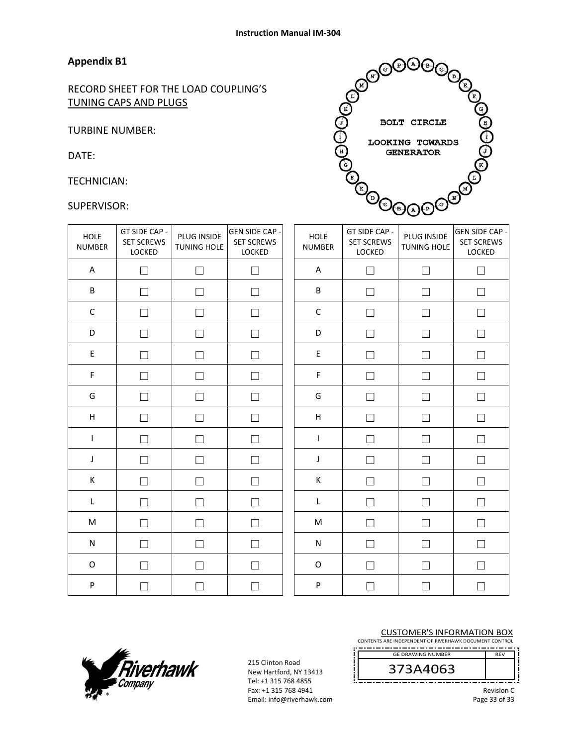## Appendix B1

RECORD SHEET FOR THE LOAD COUPLING'S TUNING CAPS AND PLUGS

TURBINE NUMBER:

DATE:

TECHNICIAN:

SUPERVISOR:

BOLT CIRCLE

LOOKING TOWARDS GENERATOR

| HOLE NUMBER | GT SIDE CAP - SET SCREWS LOCKED | PLUG INSIDE TUNING HOLE | GEN SIDE CAP - SET SCREWS LOCKED |
|---|---|---|---|
| A | ☐ | ☐ | ☐ |
| B | ☐ | ☐ | ☐ |
| C | ☐ | ☐ | ☐ |
| D | ☐ | ☐ | ☐ |
| E | ☐ | ☐ | ☐ |
| F | ☐ | ☐ | ☐ |
| G | ☐ | ☐ | ☐ |
| H | ☐ | ☐ | ☐ |
| I | ☐ | ☐ | ☐ |
| J | ☐ | ☐ | ☐ |
| K | ☐ | ☐ | ☐ |
| L | ☐ | ☐ | ☐ |
| M | ☐ | ☐ | ☐ |
| N | ☐ | ☐ | ☐ |
| O | ☐ | ☐ | ☐ |
| P | ☐ | ☐ | ☐ |

| HOLE NUMBER | GT SIDE CAP - SET SCREWS LOCKED | PLUG INSIDE TUNING HOLE | GEN SIDE CAP - SET SCREWS LOCKED |
|---|---|---|---|
| A | ☐ | ☐ | ☐ |
| B | ☐ | ☐ | ☐ |
| C | ☐ | ☐ | ☐ |
| D | ☐ | ☐ | ☐ |
| E | ☐ | ☐ | ☐ |
| F | ☐ | ☐ | ☐ |
| G | ☐ | ☐ | ☐ |
| H | ☐ | ☐ | ☐ |
| I | ☐ | ☐ | ☐ |
| J | ☐ | ☐ | ☐ |
| K | ☐ | ☐ | ☐ |
| L | ☐ | ☐ | ☐ |
| M | ☐ | ☐ | ☐ |
| N | ☐ | ☐ | ☐ |
| O | ☐ | ☐ | ☐ |
| P | ☐ | ☐ | ☐ |

215 Clinton Road
New Hartford, NY 13413
Tel: +1 315 768 4855
Fax: +1 315 768 4941
Email: info@riverhawk.com

CUSTOMER'S INFORMATION BOX
CONTENTS ARE INDEPENDENT OF RIVERHAWK DOCUMENT CONTROL

| GE DRAWING NUMBER | REV |
|---|---|
| 373A4063 | |